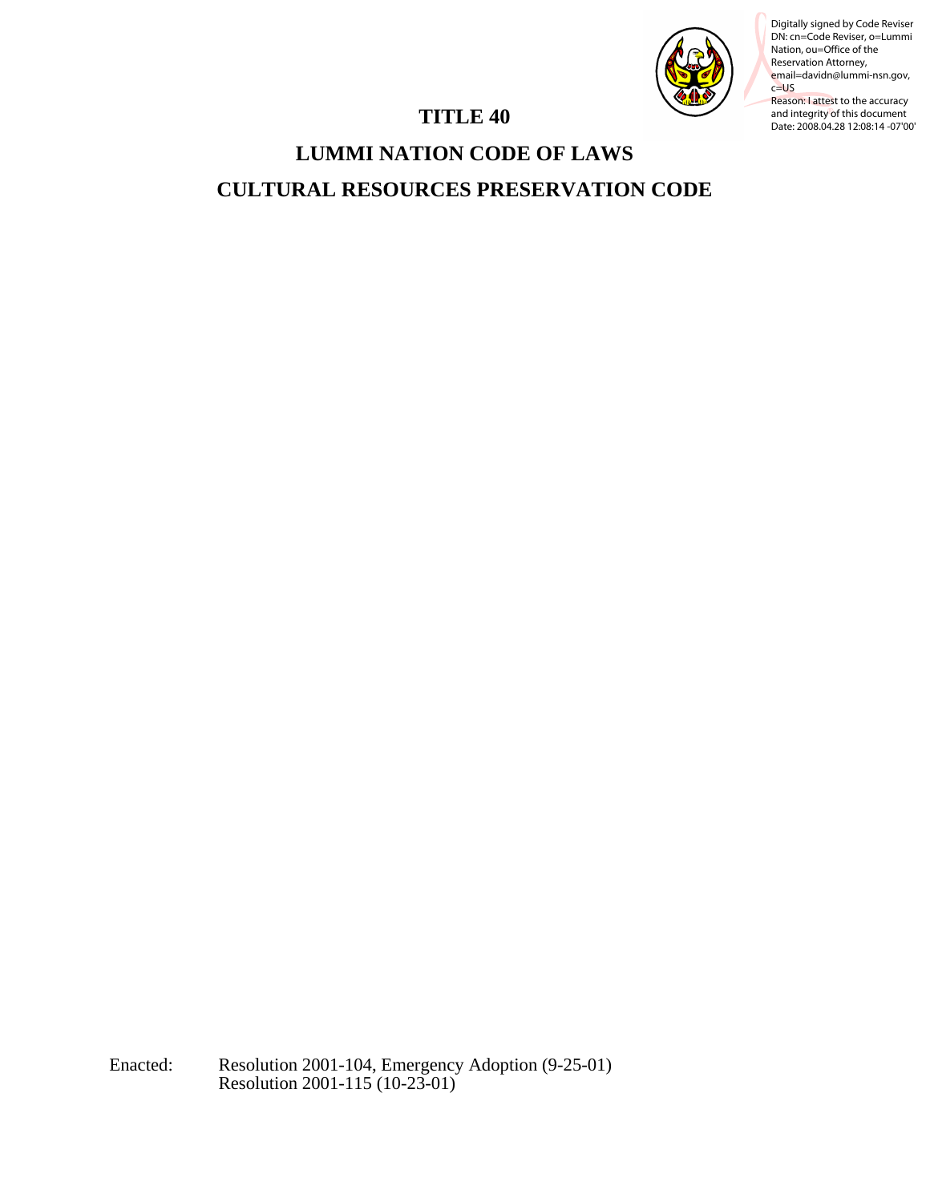# TITLE 40

# LUMMI NATION CODE OF LAWS

# CULTURAL RESOURCES PRESERVATION CODE

Digitally signed by Code Reviser
DN: cn=Code Reviser, o=Lummi Nation, ou=Office of the Reservation Attorney, email=davidn@lummi-nsn.gov, c=US
Reason: I attest to the accuracy and integrity of this document
Date: 2008.04.28 12:08:14 -07'00'

Enacted: Resolution 2001-104, Emergency Adoption (9-25-01)
Resolution 2001-115 (10-23-01)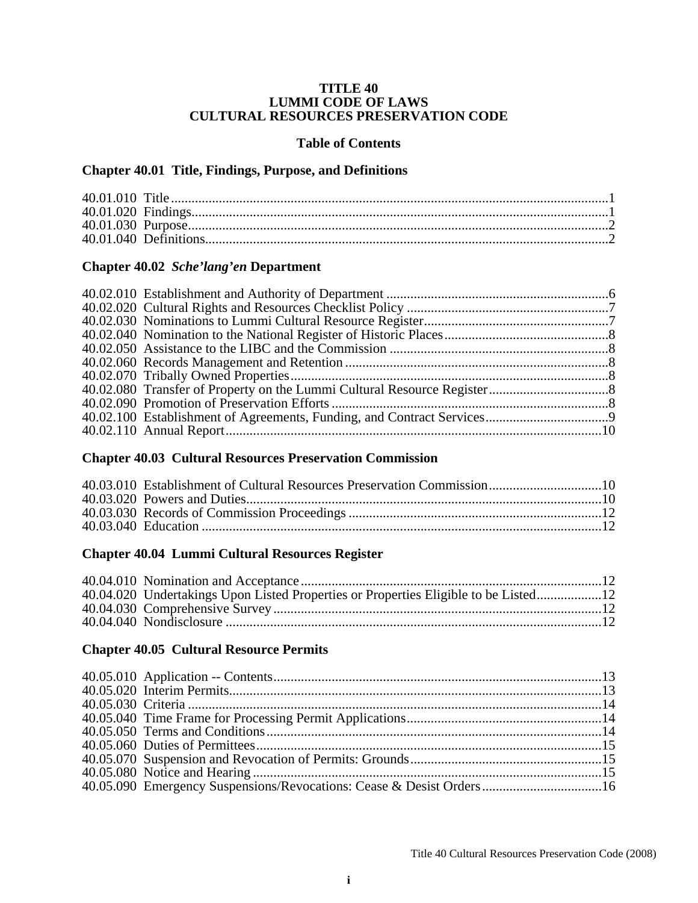# TITLE 40
# LUMMI CODE OF LAWS
# CULTURAL RESOURCES PRESERVATION CODE

## Table of Contents

### Chapter 40.01 Title, Findings, Purpose, and Definitions

40.01.010 Title....1
40.01.020 Findings....1
40.01.030 Purpose....2
40.01.040 Definitions....2

### Chapter 40.02 *Sche'lang'en* Department

40.02.010 Establishment and Authority of Department....6
40.02.020 Cultural Rights and Resources Checklist Policy....7
40.02.030 Nominations to Lummi Cultural Resource Register....7
40.02.040 Nomination to the National Register of Historic Places....8
40.02.050 Assistance to the LIBC and the Commission....8
40.02.060 Records Management and Retention....8
40.02.070 Tribally Owned Properties....8
40.02.080 Transfer of Property on the Lummi Cultural Resource Register....8
40.02.090 Promotion of Preservation Efforts....8
40.02.100 Establishment of Agreements, Funding, and Contract Services....9
40.02.110 Annual Report....10

### Chapter 40.03 Cultural Resources Preservation Commission

40.03.010 Establishment of Cultural Resources Preservation Commission....10
40.03.020 Powers and Duties....10
40.03.030 Records of Commission Proceedings....12
40.03.040 Education....12

### Chapter 40.04 Lummi Cultural Resources Register

40.04.010 Nomination and Acceptance....12
40.04.020 Undertakings Upon Listed Properties or Properties Eligible to be Listed....12
40.04.030 Comprehensive Survey....12
40.04.040 Nondisclosure....12

### Chapter 40.05 Cultural Resource Permits

40.05.010 Application -- Contents....13
40.05.020 Interim Permits....13
40.05.030 Criteria....14
40.05.040 Time Frame for Processing Permit Applications....14
40.05.050 Terms and Conditions....14
40.05.060 Duties of Permittees....15
40.05.070 Suspension and Revocation of Permits: Grounds....15
40.05.080 Notice and Hearing....15
40.05.090 Emergency Suspensions/Revocations: Cease & Desist Orders....16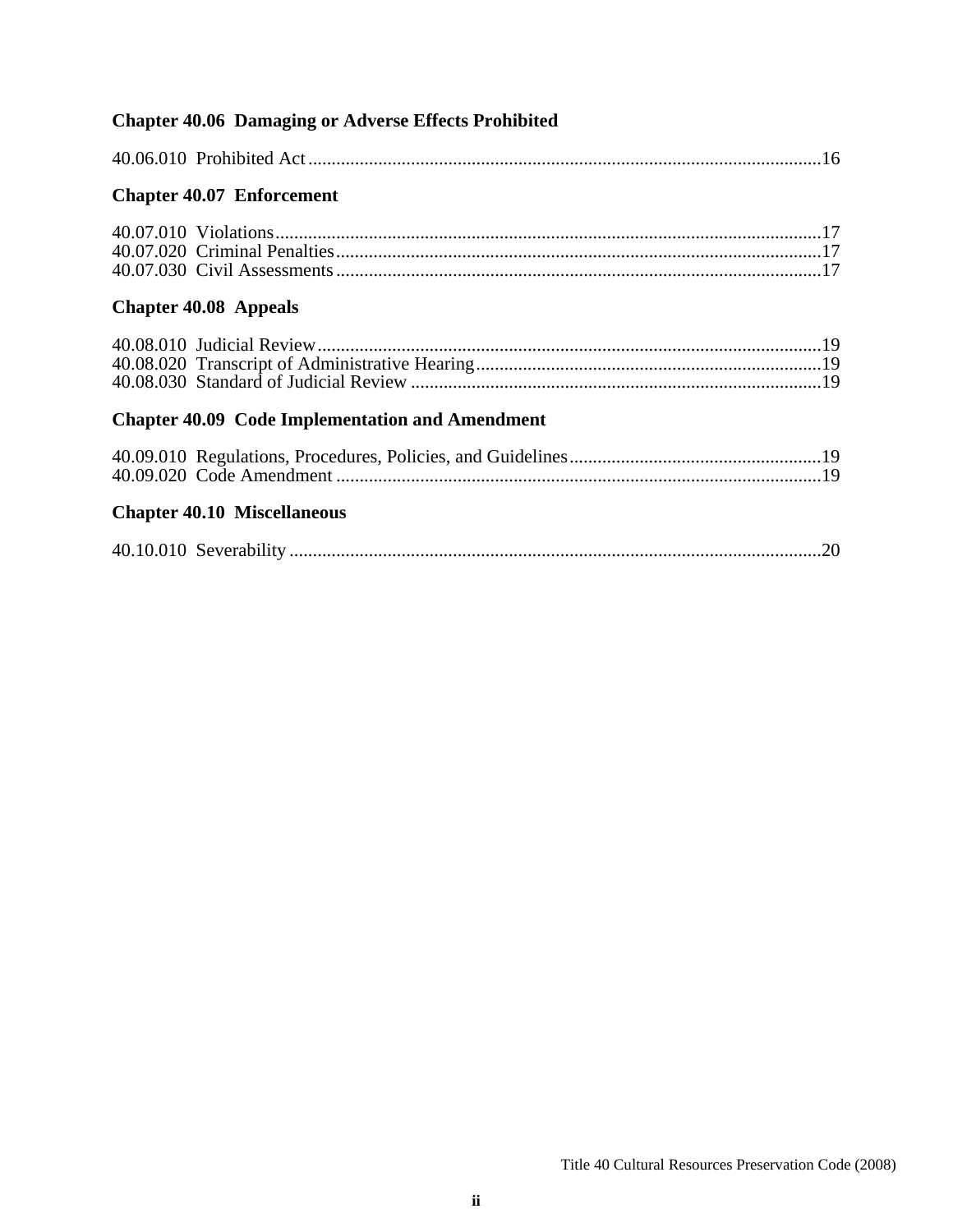**Chapter 40.06 Damaging or Adverse Effects Prohibited**

40.06.010 Prohibited Act ....................................................................................................................16

**Chapter 40.07 Enforcement**

40.07.010 Violations....................................................................................................................17
40.07.020 Criminal Penalties.......................................................................................................17
40.07.030 Civil Assessments.......................................................................................................17

**Chapter 40.08 Appeals**

40.08.010 Judicial Review............................................................................................................19
40.08.020 Transcript of Administrative Hearing..........................................................................19
40.08.030 Standard of Judicial Review.........................................................................................19

**Chapter 40.09 Code Implementation and Amendment**

40.09.010 Regulations, Procedures, Policies, and Guidelines......................................................19
40.09.020 Code Amendment........................................................................................................19

**Chapter 40.10 Miscellaneous**

40.10.010 Severability..................................................................................................................20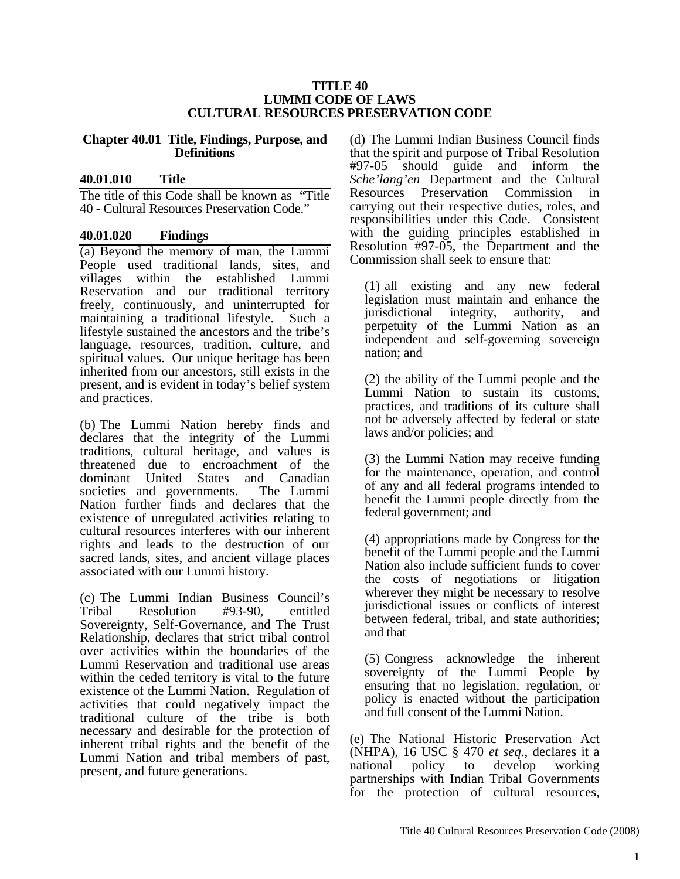# TITLE 40
# LUMMI CODE OF LAWS
# CULTURAL RESOURCES PRESERVATION CODE

## Chapter 40.01 Title, Findings, Purpose, and Definitions

### 40.01.010 Title

The title of this Code shall be known as "Title 40 - Cultural Resources Preservation Code."

### 40.01.020 Findings

(a) Beyond the memory of man, the Lummi People used traditional lands, sites, and villages within the established Lummi Reservation and our traditional territory freely, continuously, and uninterrupted for maintaining a traditional lifestyle. Such a lifestyle sustained the ancestors and the tribe's language, resources, tradition, culture, and spiritual values. Our unique heritage has been inherited from our ancestors, still exists in the present, and is evident in today's belief system and practices.

(b) The Lummi Nation hereby finds and declares that the integrity of the Lummi traditions, cultural heritage, and values is threatened due to encroachment of the dominant United States and Canadian societies and governments. The Lummi Nation further finds and declares that the existence of unregulated activities relating to cultural resources interferes with our inherent rights and leads to the destruction of our sacred lands, sites, and ancient village places associated with our Lummi history.

(c) The Lummi Indian Business Council's Tribal Resolution #93-90, entitled Sovereignty, Self-Governance, and The Trust Relationship, declares that strict tribal control over activities within the boundaries of the Lummi Reservation and traditional use areas within the ceded territory is vital to the future existence of the Lummi Nation. Regulation of activities that could negatively impact the traditional culture of the tribe is both necessary and desirable for the protection of inherent tribal rights and the benefit of the Lummi Nation and tribal members of past, present, and future generations.

(d) The Lummi Indian Business Council finds that the spirit and purpose of Tribal Resolution #97-05 should guide and inform the *Sche'lang'en* Department and the Cultural Resources Preservation Commission in carrying out their respective duties, roles, and responsibilities under this Code. Consistent with the guiding principles established in Resolution #97-05, the Department and the Commission shall seek to ensure that:

(1) all existing and any new federal legislation must maintain and enhance the jurisdictional integrity, authority, and perpetuity of the Lummi Nation as an independent and self-governing sovereign nation; and

(2) the ability of the Lummi people and the Lummi Nation to sustain its customs, practices, and traditions of its culture shall not be adversely affected by federal or state laws and/or policies; and

(3) the Lummi Nation may receive funding for the maintenance, operation, and control of any and all federal programs intended to benefit the Lummi people directly from the federal government; and

(4) appropriations made by Congress for the benefit of the Lummi people and the Lummi Nation also include sufficient funds to cover the costs of negotiations or litigation wherever they might be necessary to resolve jurisdictional issues or conflicts of interest between federal, tribal, and state authorities; and that

(5) Congress acknowledge the inherent sovereignty of the Lummi People by ensuring that no legislation, regulation, or policy is enacted without the participation and full consent of the Lummi Nation.

(e) The National Historic Preservation Act (NHPA), 16 USC § 470 *et seq.*, declares it a national policy to develop working partnerships with Indian Tribal Governments for the protection of cultural resources,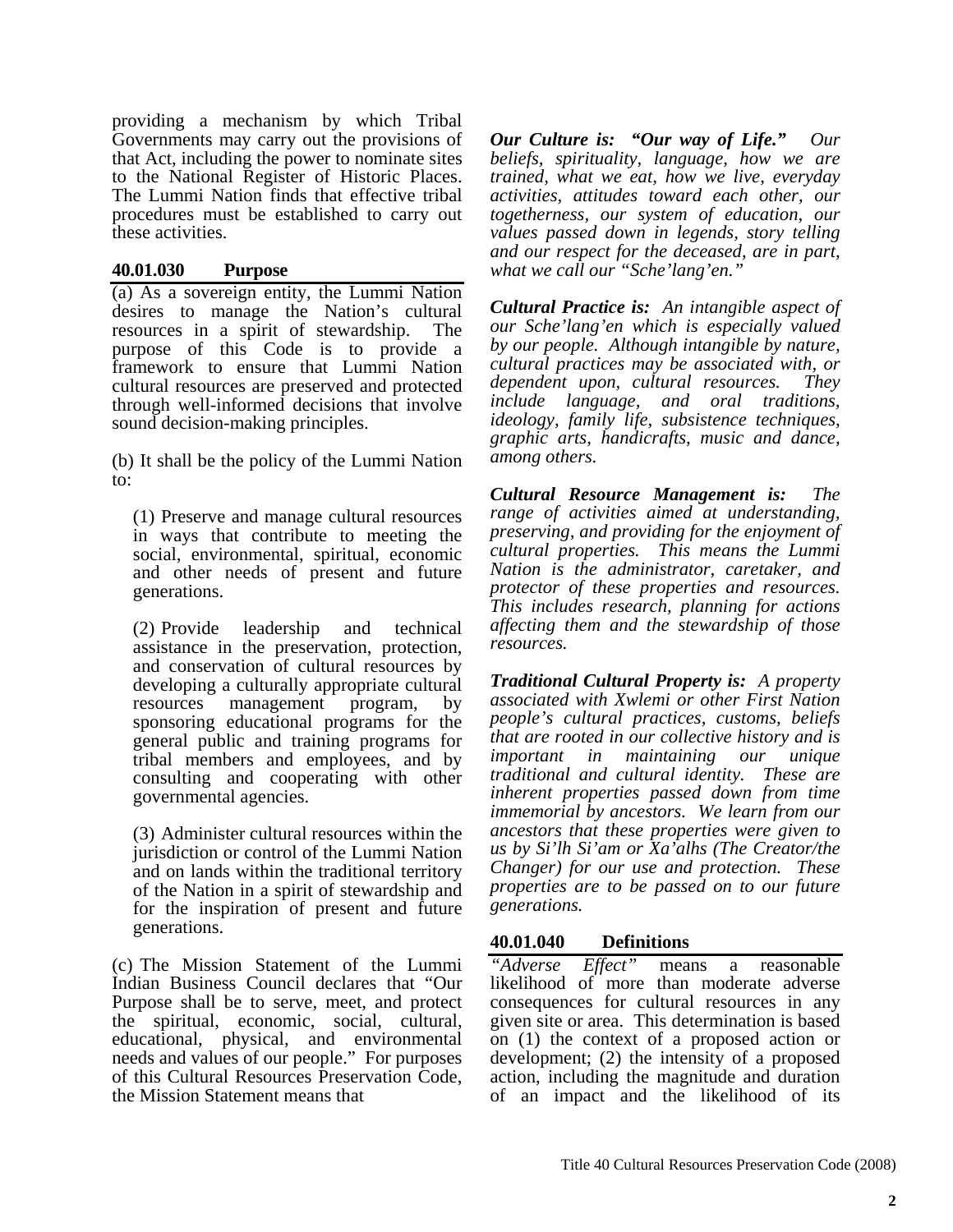providing a mechanism by which Tribal Governments may carry out the provisions of that Act, including the power to nominate sites to the National Register of Historic Places. The Lummi Nation finds that effective tribal procedures must be established to carry out these activities.

### 40.01.030 Purpose

(a) As a sovereign entity, the Lummi Nation desires to manage the Nation's cultural resources in a spirit of stewardship. The purpose of this Code is to provide a framework to ensure that Lummi Nation cultural resources are preserved and protected through well-informed decisions that involve sound decision-making principles.

(b) It shall be the policy of the Lummi Nation to:

(1) Preserve and manage cultural resources in ways that contribute to meeting the social, environmental, spiritual, economic and other needs of present and future generations.

(2) Provide leadership and technical assistance in the preservation, protection, and conservation of cultural resources by developing a culturally appropriate cultural resources management program, by sponsoring educational programs for the general public and training programs for tribal members and employees, and by consulting and cooperating with other governmental agencies.

(3) Administer cultural resources within the jurisdiction or control of the Lummi Nation and on lands within the traditional territory of the Nation in a spirit of stewardship and for the inspiration of present and future generations.

(c) The Mission Statement of the Lummi Indian Business Council declares that "Our Purpose shall be to serve, meet, and protect the spiritual, economic, social, cultural, educational, physical, and environmental needs and values of our people." For purposes of this Cultural Resources Preservation Code, the Mission Statement means that

***Our Culture is: "Our way of Life."*** *Our beliefs, spirituality, language, how we are trained, what we eat, how we live, everyday activities, attitudes toward each other, our togetherness, our system of education, our values passed down in legends, story telling and our respect for the deceased, are in part, what we call our "Sche'lang'en."*

***Cultural Practice is:*** *An intangible aspect of our Sche'lang'en which is especially valued by our people. Although intangible by nature, cultural practices may be associated with, or dependent upon, cultural resources. They include language, and oral traditions, ideology, family life, subsistence techniques, graphic arts, handicrafts, music and dance, among others.*

***Cultural Resource Management is:*** *The range of activities aimed at understanding, preserving, and providing for the enjoyment of cultural properties. This means the Lummi Nation is the administrator, caretaker, and protector of these properties and resources. This includes research, planning for actions affecting them and the stewardship of those resources.*

***Traditional Cultural Property is:*** *A property associated with Xwlemi or other First Nation people's cultural practices, customs, beliefs that are rooted in our collective history and is important in maintaining our unique traditional and cultural identity. These are inherent properties passed down from time immemorial by ancestors. We learn from our ancestors that these properties were given to us by Si'lh Si'am or Xa'alhs (The Creator/the Changer) for our use and protection. These properties are to be passed on to our future generations.*

### 40.01.040 Definitions

*"Adverse Effect"* means a reasonable likelihood of more than moderate adverse consequences for cultural resources in any given site or area. This determination is based on (1) the context of a proposed action or development; (2) the intensity of a proposed action, including the magnitude and duration of an impact and the likelihood of its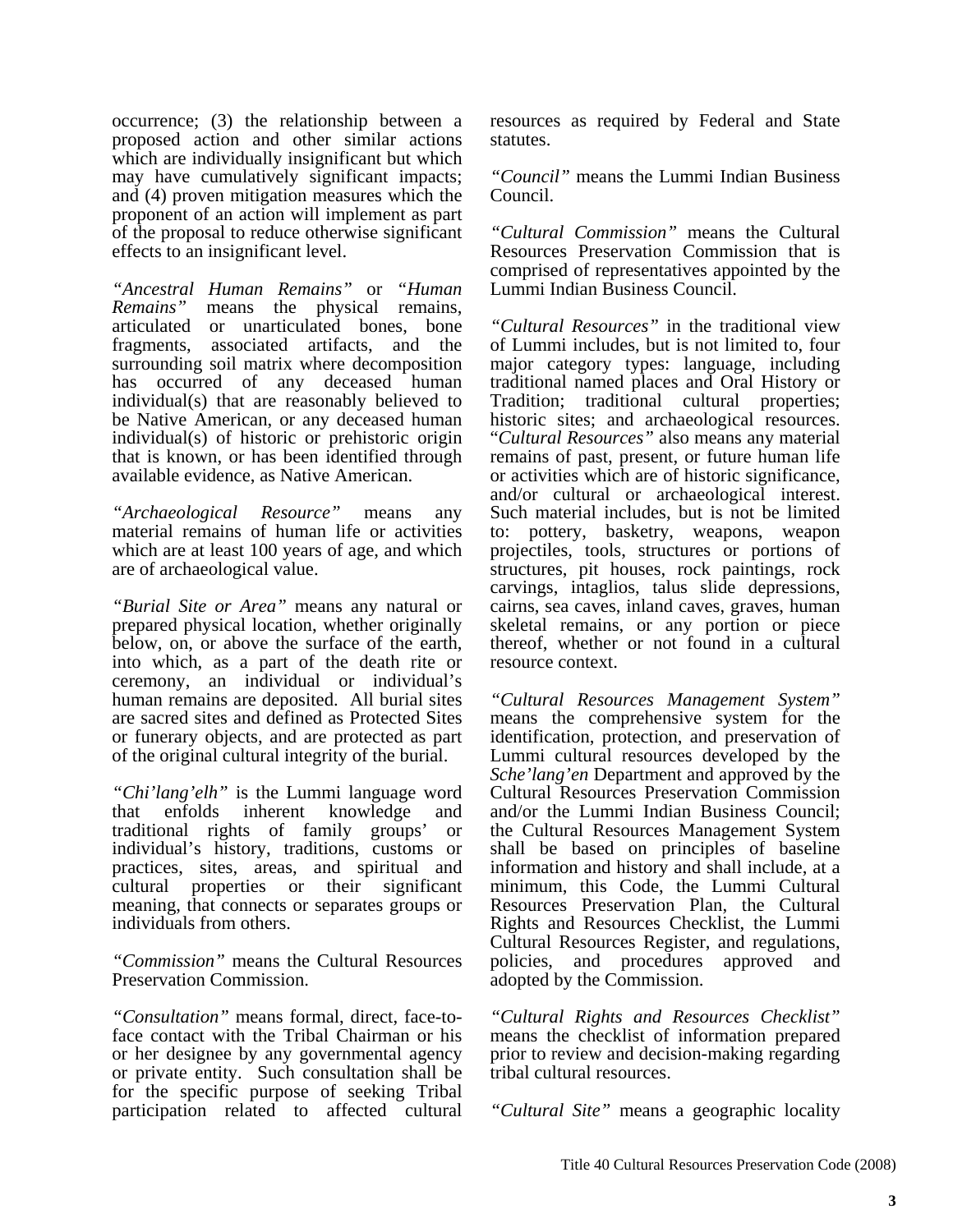occurrence; (3) the relationship between a proposed action and other similar actions which are individually insignificant but which may have cumulatively significant impacts; and (4) proven mitigation measures which the proponent of an action will implement as part of the proposal to reduce otherwise significant effects to an insignificant level.

*"Ancestral Human Remains"* or *"Human Remains"* means the physical remains, articulated or unarticulated bones, bone fragments, associated artifacts, and the surrounding soil matrix where decomposition has occurred of any deceased human individual(s) that are reasonably believed to be Native American, or any deceased human individual(s) of historic or prehistoric origin that is known, or has been identified through available evidence, as Native American.

*"Archaeological Resource"* means any material remains of human life or activities which are at least 100 years of age, and which are of archaeological value.

*"Burial Site or Area"* means any natural or prepared physical location, whether originally below, on, or above the surface of the earth, into which, as a part of the death rite or ceremony, an individual or individual's human remains are deposited. All burial sites are sacred sites and defined as Protected Sites or funerary objects, and are protected as part of the original cultural integrity of the burial.

*"Chi'lang'elh"* is the Lummi language word that enfolds inherent knowledge and traditional rights of family groups' or individual's history, traditions, customs or practices, sites, areas, and spiritual and cultural properties or their significant meaning, that connects or separates groups or individuals from others.

*"Commission"* means the Cultural Resources Preservation Commission.

*"Consultation"* means formal, direct, face-to-face contact with the Tribal Chairman or his or her designee by any governmental agency or private entity. Such consultation shall be for the specific purpose of seeking Tribal participation related to affected cultural resources as required by Federal and State statutes.

*"Council"* means the Lummi Indian Business Council.

*"Cultural Commission"* means the Cultural Resources Preservation Commission that is comprised of representatives appointed by the Lummi Indian Business Council.

*"Cultural Resources"* in the traditional view of Lummi includes, but is not limited to, four major category types: language, including traditional named places and Oral History or Tradition; traditional cultural properties; historic sites; and archaeological resources. "*Cultural Resources"* also means any material remains of past, present, or future human life or activities which are of historic significance, and/or cultural or archaeological interest. Such material includes, but is not be limited to: pottery, basketry, weapons, weapon projectiles, tools, structures or portions of structures, pit houses, rock paintings, rock carvings, intaglios, talus slide depressions, cairns, sea caves, inland caves, graves, human skeletal remains, or any portion or piece thereof, whether or not found in a cultural resource context.

*"Cultural Resources Management System"* means the comprehensive system for the identification, protection, and preservation of Lummi cultural resources developed by the *Sche'lang'en* Department and approved by the Cultural Resources Preservation Commission and/or the Lummi Indian Business Council; the Cultural Resources Management System shall be based on principles of baseline information and history and shall include, at a minimum, this Code, the Lummi Cultural Resources Preservation Plan, the Cultural Rights and Resources Checklist, the Lummi Cultural Resources Register, and regulations, policies, and procedures approved and adopted by the Commission.

*"Cultural Rights and Resources Checklist"* means the checklist of information prepared prior to review and decision-making regarding tribal cultural resources.

*"Cultural Site"* means a geographic locality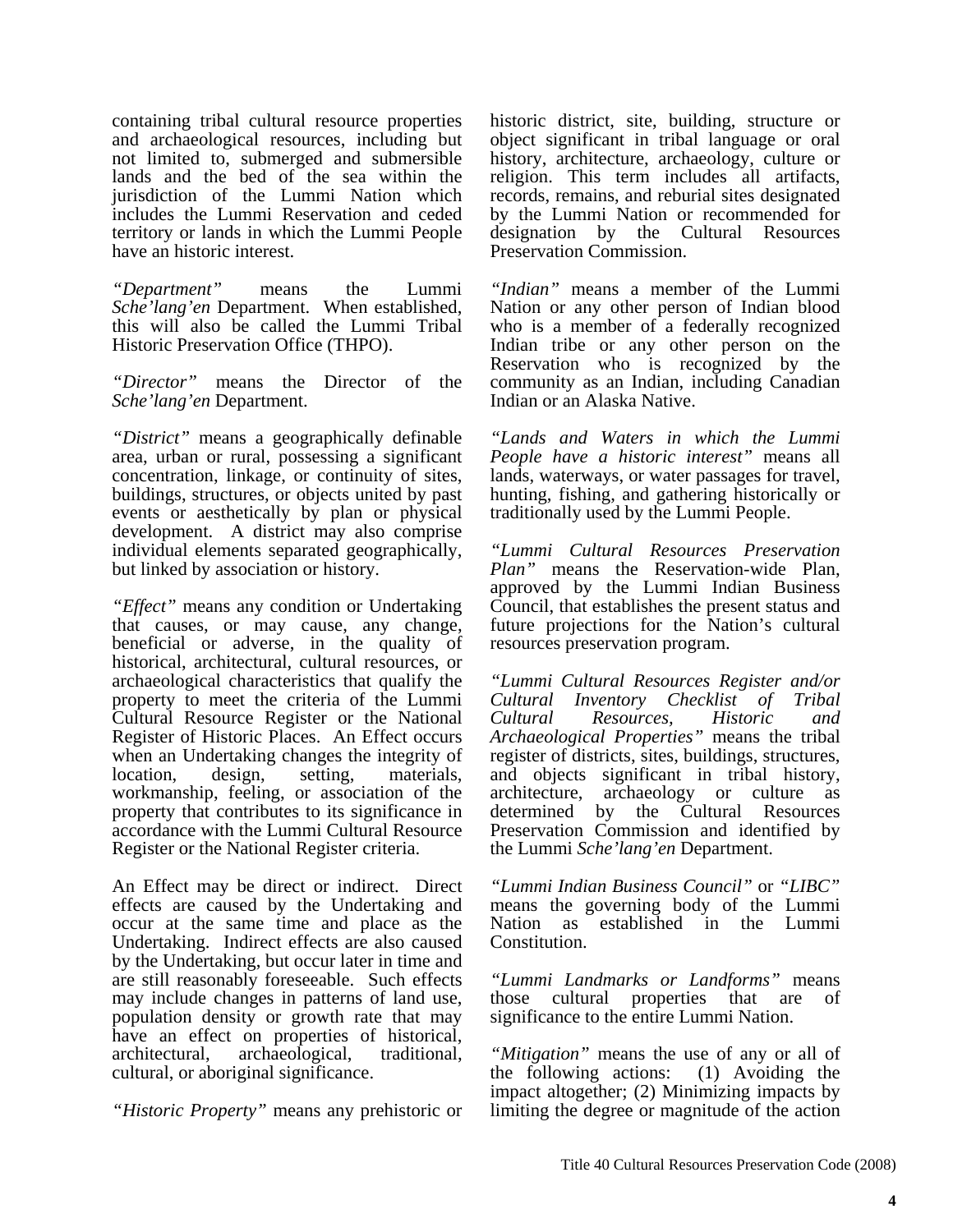containing tribal cultural resource properties and archaeological resources, including but not limited to, submerged and submersible lands and the bed of the sea within the jurisdiction of the Lummi Nation which includes the Lummi Reservation and ceded territory or lands in which the Lummi People have an historic interest.

*"Department"* means the Lummi *Sche'lang'en* Department. When established, this will also be called the Lummi Tribal Historic Preservation Office (THPO).

*"Director"* means the Director of the *Sche'lang'en* Department.

*"District"* means a geographically definable area, urban or rural, possessing a significant concentration, linkage, or continuity of sites, buildings, structures, or objects united by past events or aesthetically by plan or physical development. A district may also comprise individual elements separated geographically, but linked by association or history.

*"Effect"* means any condition or Undertaking that causes, or may cause, any change, beneficial or adverse, in the quality of historical, architectural, cultural resources, or archaeological characteristics that qualify the property to meet the criteria of the Lummi Cultural Resource Register or the National Register of Historic Places. An Effect occurs when an Undertaking changes the integrity of location, design, setting, materials, workmanship, feeling, or association of the property that contributes to its significance in accordance with the Lummi Cultural Resource Register or the National Register criteria.

An Effect may be direct or indirect. Direct effects are caused by the Undertaking and occur at the same time and place as the Undertaking. Indirect effects are also caused by the Undertaking, but occur later in time and are still reasonably foreseeable. Such effects may include changes in patterns of land use, population density or growth rate that may have an effect on properties of historical, architectural, archaeological, traditional, cultural, or aboriginal significance.

*"Historic Property"* means any prehistoric or historic district, site, building, structure or object significant in tribal language or oral history, architecture, archaeology, culture or religion. This term includes all artifacts, records, remains, and reburial sites designated by the Lummi Nation or recommended for designation by the Cultural Resources Preservation Commission.

*"Indian"* means a member of the Lummi Nation or any other person of Indian blood who is a member of a federally recognized Indian tribe or any other person on the Reservation who is recognized by the community as an Indian, including Canadian Indian or an Alaska Native.

*"Lands and Waters in which the Lummi People have a historic interest"* means all lands, waterways, or water passages for travel, hunting, fishing, and gathering historically or traditionally used by the Lummi People.

*"Lummi Cultural Resources Preservation Plan"* means the Reservation-wide Plan, approved by the Lummi Indian Business Council, that establishes the present status and future projections for the Nation's cultural resources preservation program.

*"Lummi Cultural Resources Register and/or Cultural Inventory Checklist of Tribal Cultural Resources, Historic and Archaeological Properties"* means the tribal register of districts, sites, buildings, structures, and objects significant in tribal history, architecture, archaeology or culture as determined by the Cultural Resources Preservation Commission and identified by the Lummi *Sche'lang'en* Department.

*"Lummi Indian Business Council"* or *"LIBC"* means the governing body of the Lummi Nation as established in the Lummi Constitution.

*"Lummi Landmarks or Landforms"* means those cultural properties that are of significance to the entire Lummi Nation.

*"Mitigation"* means the use of any or all of the following actions: (1) Avoiding the impact altogether; (2) Minimizing impacts by limiting the degree or magnitude of the action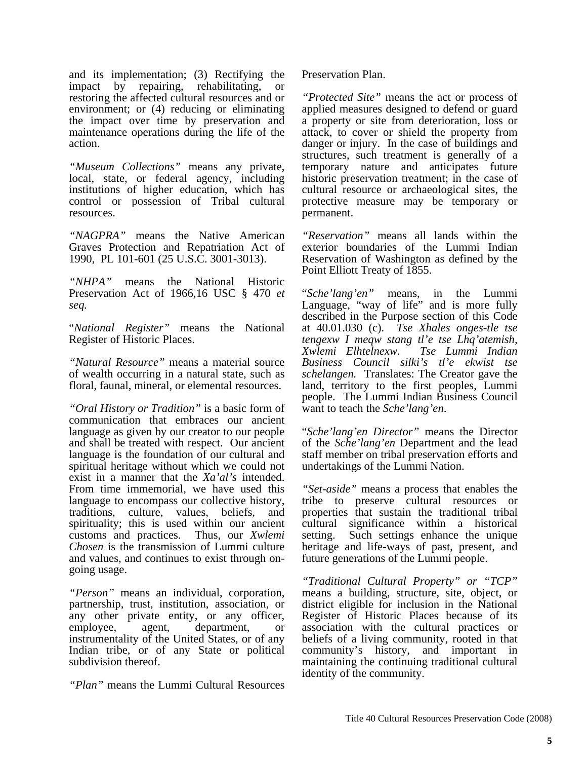and its implementation; (3) Rectifying the impact by repairing, rehabilitating, or restoring the affected cultural resources and or environment; or (4) reducing or eliminating the impact over time by preservation and maintenance operations during the life of the action.

*"Museum Collections"* means any private, local, state, or federal agency, including institutions of higher education, which has control or possession of Tribal cultural resources.

*"NAGPRA"* means the Native American Graves Protection and Repatriation Act of 1990, PL 101-601 (25 U.S.C. 3001-3013).

*"NHPA"* means the National Historic Preservation Act of 1966,16 USC § 470 *et seq.*

"*National Register"* means the National Register of Historic Places.

*"Natural Resource"* means a material source of wealth occurring in a natural state, such as floral, faunal, mineral, or elemental resources.

*"Oral History or Tradition"* is a basic form of communication that embraces our ancient language as given by our creator to our people and shall be treated with respect. Our ancient language is the foundation of our cultural and spiritual heritage without which we could not exist in a manner that the *Xa'al's* intended. From time immemorial, we have used this language to encompass our collective history, traditions, culture, values, beliefs, and spirituality; this is used within our ancient customs and practices. Thus, our *Xwlemi Chosen* is the transmission of Lummi culture and values, and continues to exist through on-going usage.

*"Person"* means an individual, corporation, partnership, trust, institution, association, or any other private entity, or any officer, employee, agent, department, or instrumentality of the United States, or of any Indian tribe, or of any State or political subdivision thereof.

*"Plan"* means the Lummi Cultural Resources Preservation Plan.

*"Protected Site"* means the act or process of applied measures designed to defend or guard a property or site from deterioration, loss or attack, to cover or shield the property from danger or injury. In the case of buildings and structures, such treatment is generally of a temporary nature and anticipates future historic preservation treatment; in the case of cultural resource or archaeological sites, the protective measure may be temporary or permanent.

*"Reservation"* means all lands within the exterior boundaries of the Lummi Indian Reservation of Washington as defined by the Point Elliott Treaty of 1855.

"*Sche'lang'en"* means, in the Lummi Language, "way of life" and is more fully described in the Purpose section of this Code at 40.01.030 (c). *Tse Xhales onges-tle tse tengexw I meqw stang tl'e tse Lhq'atemish, Xwlemi Elhtelnexw. Tse Lummi Indian Business Council silki's tl'e ekwist tse schelangen.* Translates: The Creator gave the land, territory to the first peoples, Lummi people. The Lummi Indian Business Council want to teach the *Sche'lang'en*.

"*Sche'lang'en Director"* means the Director of the *Sche'lang'en* Department and the lead staff member on tribal preservation efforts and undertakings of the Lummi Nation.

*"Set-aside"* means a process that enables the tribe to preserve cultural resources or properties that sustain the traditional tribal cultural significance within a historical setting. Such settings enhance the unique heritage and life-ways of past, present, and future generations of the Lummi people.

*"Traditional Cultural Property" or "TCP"* means a building, structure, site, object, or district eligible for inclusion in the National Register of Historic Places because of its association with the cultural practices or beliefs of a living community, rooted in that community's history, and important in maintaining the continuing traditional cultural identity of the community.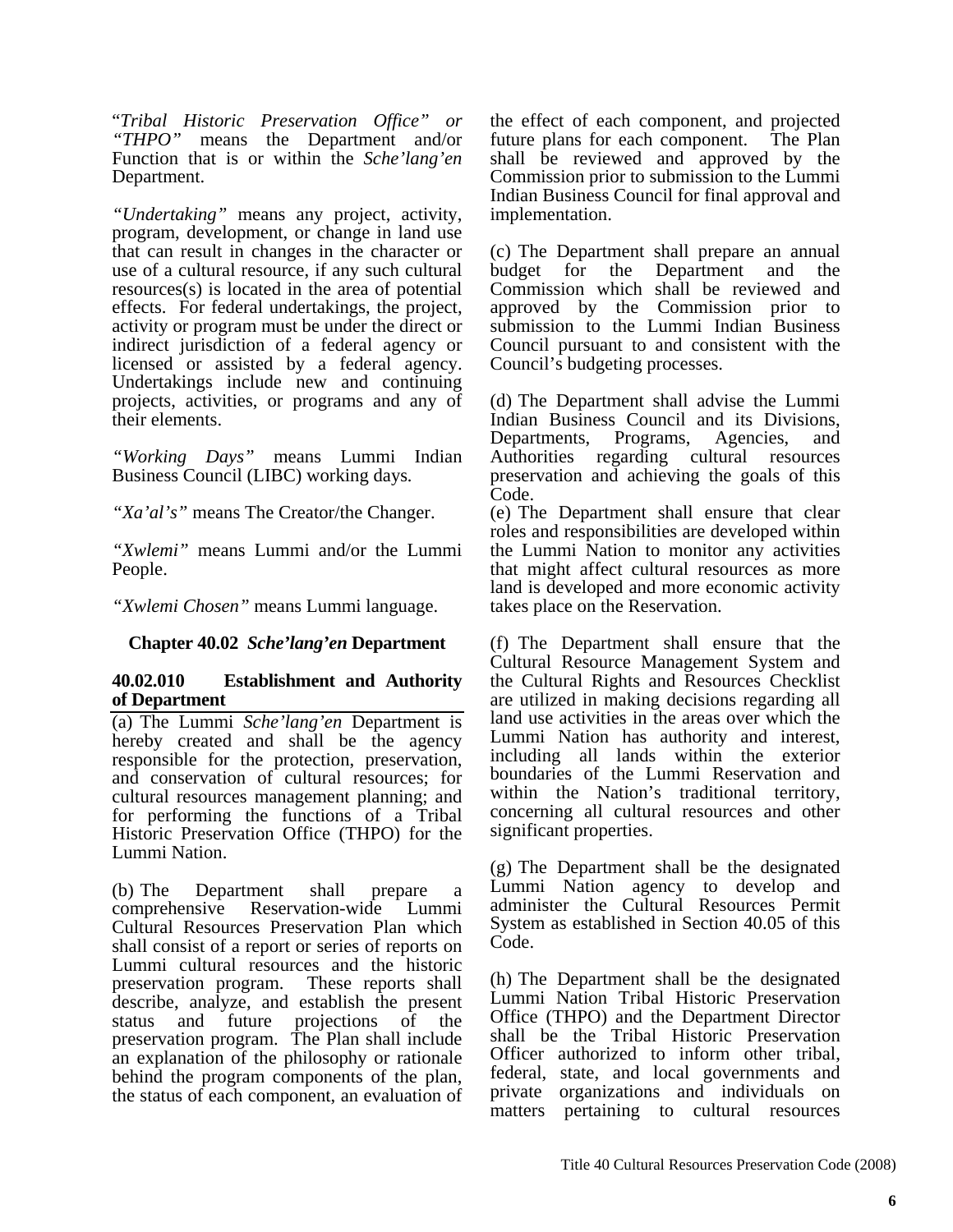"*Tribal Historic Preservation Office" or "THPO"* means the Department and/or Function that is or within the *Sche'lang'en* Department.

*"Undertaking"* means any project, activity, program, development, or change in land use that can result in changes in the character or use of a cultural resource, if any such cultural resources(s) is located in the area of potential effects. For federal undertakings, the project, activity or program must be under the direct or indirect jurisdiction of a federal agency or licensed or assisted by a federal agency. Undertakings include new and continuing projects, activities, or programs and any of their elements.

*"Working Days"* means Lummi Indian Business Council (LIBC) working days.

*"Xa'al's"* means The Creator/the Changer.

*"Xwlemi"* means Lummi and/or the Lummi People.

*"Xwlemi Chosen"* means Lummi language.

## Chapter 40.02 *Sche'lang'en* Department

### 40.02.010 Establishment and Authority of Department

(a) The Lummi *Sche'lang'en* Department is hereby created and shall be the agency responsible for the protection, preservation, and conservation of cultural resources; for cultural resources management planning; and for performing the functions of a Tribal Historic Preservation Office (THPO) for the Lummi Nation.

(b) The Department shall prepare a comprehensive Reservation-wide Lummi Cultural Resources Preservation Plan which shall consist of a report or series of reports on Lummi cultural resources and the historic preservation program. These reports shall describe, analyze, and establish the present status and future projections of the preservation program. The Plan shall include an explanation of the philosophy or rationale behind the program components of the plan, the status of each component, an evaluation of the effect of each component, and projected future plans for each component. The Plan shall be reviewed and approved by the Commission prior to submission to the Lummi Indian Business Council for final approval and implementation.

(c) The Department shall prepare an annual budget for the Department and the Commission which shall be reviewed and approved by the Commission prior to submission to the Lummi Indian Business Council pursuant to and consistent with the Council's budgeting processes.

(d) The Department shall advise the Lummi Indian Business Council and its Divisions, Departments, Programs, Agencies, and Authorities regarding cultural resources preservation and achieving the goals of this Code.

(e) The Department shall ensure that clear roles and responsibilities are developed within the Lummi Nation to monitor any activities that might affect cultural resources as more land is developed and more economic activity takes place on the Reservation.

(f) The Department shall ensure that the Cultural Resource Management System and the Cultural Rights and Resources Checklist are utilized in making decisions regarding all land use activities in the areas over which the Lummi Nation has authority and interest, including all lands within the exterior boundaries of the Lummi Reservation and within the Nation's traditional territory, concerning all cultural resources and other significant properties.

(g) The Department shall be the designated Lummi Nation agency to develop and administer the Cultural Resources Permit System as established in Section 40.05 of this Code.

(h) The Department shall be the designated Lummi Nation Tribal Historic Preservation Office (THPO) and the Department Director shall be the Tribal Historic Preservation Officer authorized to inform other tribal, federal, state, and local governments and private organizations and individuals on matters pertaining to cultural resources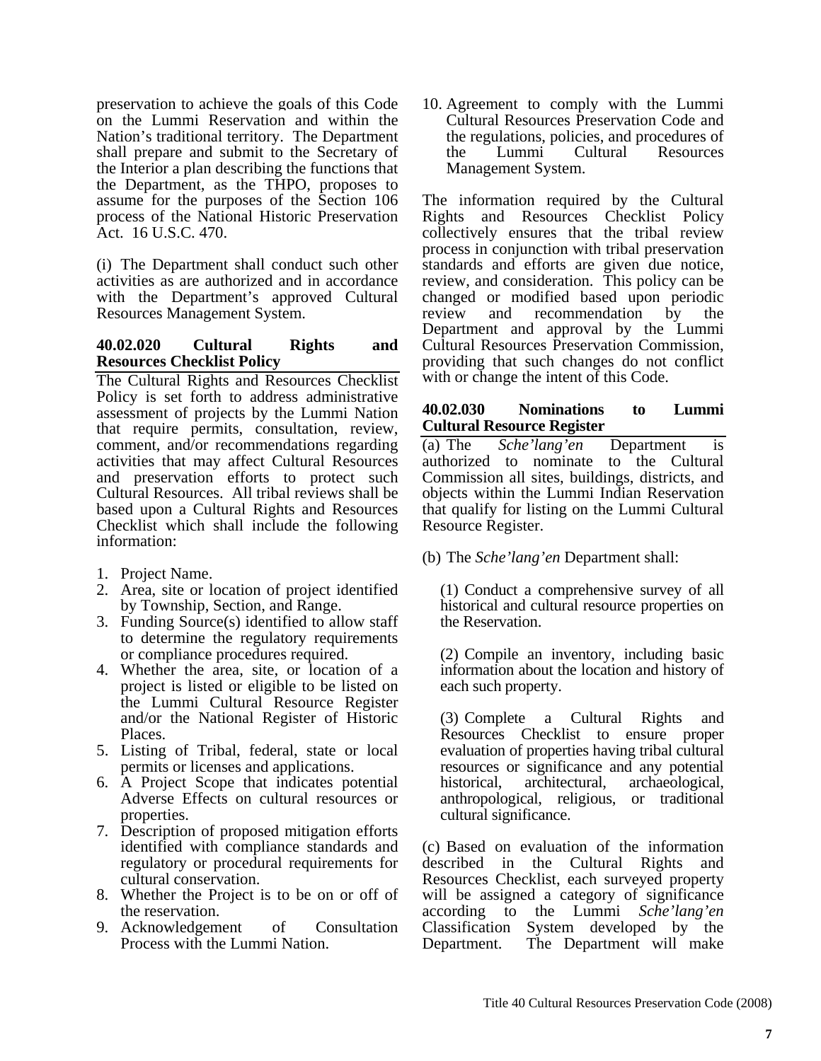preservation to achieve the goals of this Code on the Lummi Reservation and within the Nation's traditional territory. The Department shall prepare and submit to the Secretary of the Interior a plan describing the functions that the Department, as the THPO, proposes to assume for the purposes of the Section 106 process of the National Historic Preservation Act. 16 U.S.C. 470.

(i) The Department shall conduct such other activities as are authorized and in accordance with the Department's approved Cultural Resources Management System.

### 40.02.020 Cultural Rights and Resources Checklist Policy

The Cultural Rights and Resources Checklist Policy is set forth to address administrative assessment of projects by the Lummi Nation that require permits, consultation, review, comment, and/or recommendations regarding activities that may affect Cultural Resources and preservation efforts to protect such Cultural Resources. All tribal reviews shall be based upon a Cultural Rights and Resources Checklist which shall include the following information:

1. Project Name.
2. Area, site or location of project identified by Township, Section, and Range.
3. Funding Source(s) identified to allow staff to determine the regulatory requirements or compliance procedures required.
4. Whether the area, site, or location of a project is listed or eligible to be listed on the Lummi Cultural Resource Register and/or the National Register of Historic Places.
5. Listing of Tribal, federal, state or local permits or licenses and applications.
6. A Project Scope that indicates potential Adverse Effects on cultural resources or properties.
7. Description of proposed mitigation efforts identified with compliance standards and regulatory or procedural requirements for cultural conservation.
8. Whether the Project is to be on or off of the reservation.
9. Acknowledgement of Consultation Process with the Lummi Nation.
10. Agreement to comply with the Lummi Cultural Resources Preservation Code and the regulations, policies, and procedures of the Lummi Cultural Resources Management System.

The information required by the Cultural Rights and Resources Checklist Policy collectively ensures that the tribal review process in conjunction with tribal preservation standards and efforts are given due notice, review, and consideration. This policy can be changed or modified based upon periodic review and recommendation by the Department and approval by the Lummi Cultural Resources Preservation Commission, providing that such changes do not conflict with or change the intent of this Code.

### 40.02.030 Nominations to Lummi Cultural Resource Register

(a) The *Sche'lang'en* Department is authorized to nominate to the Cultural Commission all sites, buildings, districts, and objects within the Lummi Indian Reservation that qualify for listing on the Lummi Cultural Resource Register.

(b) The *Sche'lang'en* Department shall:

(1) Conduct a comprehensive survey of all historical and cultural resource properties on the Reservation.

(2) Compile an inventory, including basic information about the location and history of each such property.

(3) Complete a Cultural Rights and Resources Checklist to ensure proper evaluation of properties having tribal cultural resources or significance and any potential historical, architectural, archaeological, anthropological, religious, or traditional cultural significance.

(c) Based on evaluation of the information described in the Cultural Rights and Resources Checklist, each surveyed property will be assigned a category of significance according to the Lummi *Sche'lang'en* Classification System developed by the Department. The Department will make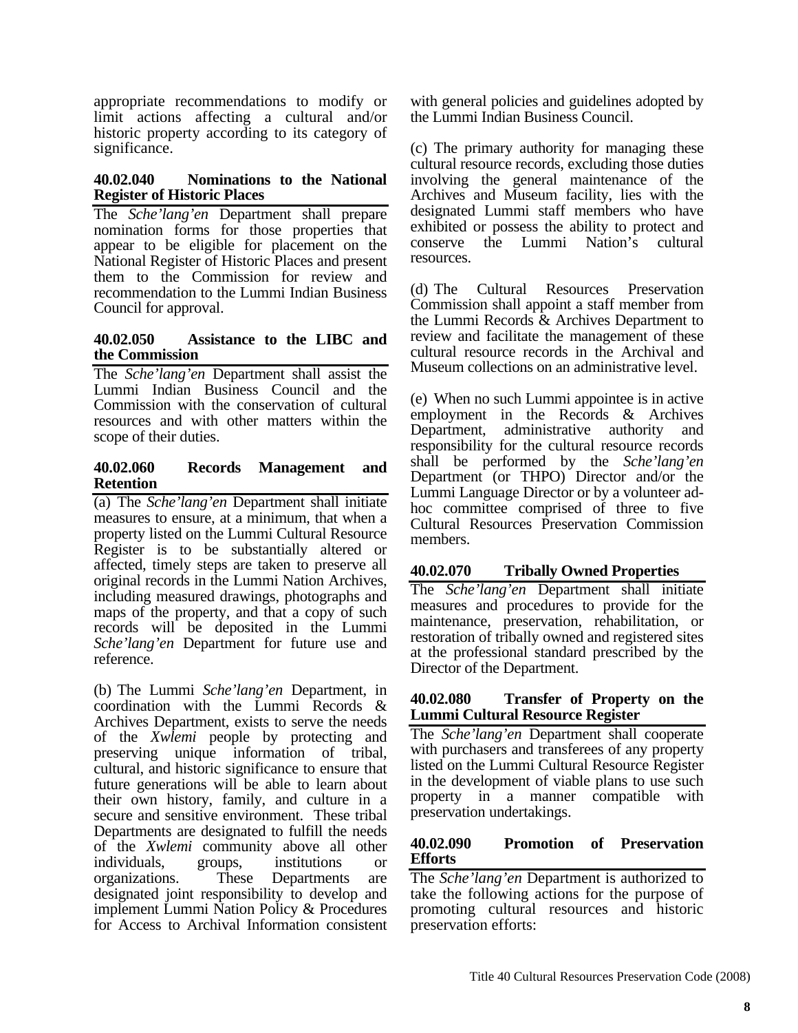appropriate recommendations to modify or limit actions affecting a cultural and/or historic property according to its category of significance.

### 40.02.040 Nominations to the National Register of Historic Places

The *Sche'lang'en* Department shall prepare nomination forms for those properties that appear to be eligible for placement on the National Register of Historic Places and present them to the Commission for review and recommendation to the Lummi Indian Business Council for approval.

### 40.02.050 Assistance to the LIBC and the Commission

The *Sche'lang'en* Department shall assist the Lummi Indian Business Council and the Commission with the conservation of cultural resources and with other matters within the scope of their duties.

### 40.02.060 Records Management and Retention

(a) The *Sche'lang'en* Department shall initiate measures to ensure, at a minimum, that when a property listed on the Lummi Cultural Resource Register is to be substantially altered or affected, timely steps are taken to preserve all original records in the Lummi Nation Archives, including measured drawings, photographs and maps of the property, and that a copy of such records will be deposited in the Lummi *Sche'lang'en* Department for future use and reference.

(b) The Lummi *Sche'lang'en* Department, in coordination with the Lummi Records & Archives Department, exists to serve the needs of the *Xwlemi* people by protecting and preserving unique information of tribal, cultural, and historic significance to ensure that future generations will be able to learn about their own history, family, and culture in a secure and sensitive environment. These tribal Departments are designated to fulfill the needs of the *Xwlemi* community above all other individuals, groups, institutions or organizations. These Departments are designated joint responsibility to develop and implement Lummi Nation Policy & Procedures for Access to Archival Information consistent with general policies and guidelines adopted by the Lummi Indian Business Council.

(c) The primary authority for managing these cultural resource records, excluding those duties involving the general maintenance of the Archives and Museum facility, lies with the designated Lummi staff members who have exhibited or possess the ability to protect and conserve the Lummi Nation's cultural resources.

(d) The Cultural Resources Preservation Commission shall appoint a staff member from the Lummi Records & Archives Department to review and facilitate the management of these cultural resource records in the Archival and Museum collections on an administrative level.

(e) When no such Lummi appointee is in active employment in the Records & Archives Department, administrative authority and responsibility for the cultural resource records shall be performed by the *Sche'lang'en* Department (or THPO) Director and/or the Lummi Language Director or by a volunteer ad-hoc committee comprised of three to five Cultural Resources Preservation Commission members.

### 40.02.070 Tribally Owned Properties

The *Sche'lang'en* Department shall initiate measures and procedures to provide for the maintenance, preservation, rehabilitation, or restoration of tribally owned and registered sites at the professional standard prescribed by the Director of the Department.

### 40.02.080 Transfer of Property on the Lummi Cultural Resource Register

The *Sche'lang'en* Department shall cooperate with purchasers and transferees of any property listed on the Lummi Cultural Resource Register in the development of viable plans to use such property in a manner compatible with preservation undertakings.

### 40.02.090 Promotion of Preservation Efforts

The *Sche'lang'en* Department is authorized to take the following actions for the purpose of promoting cultural resources and historic preservation efforts: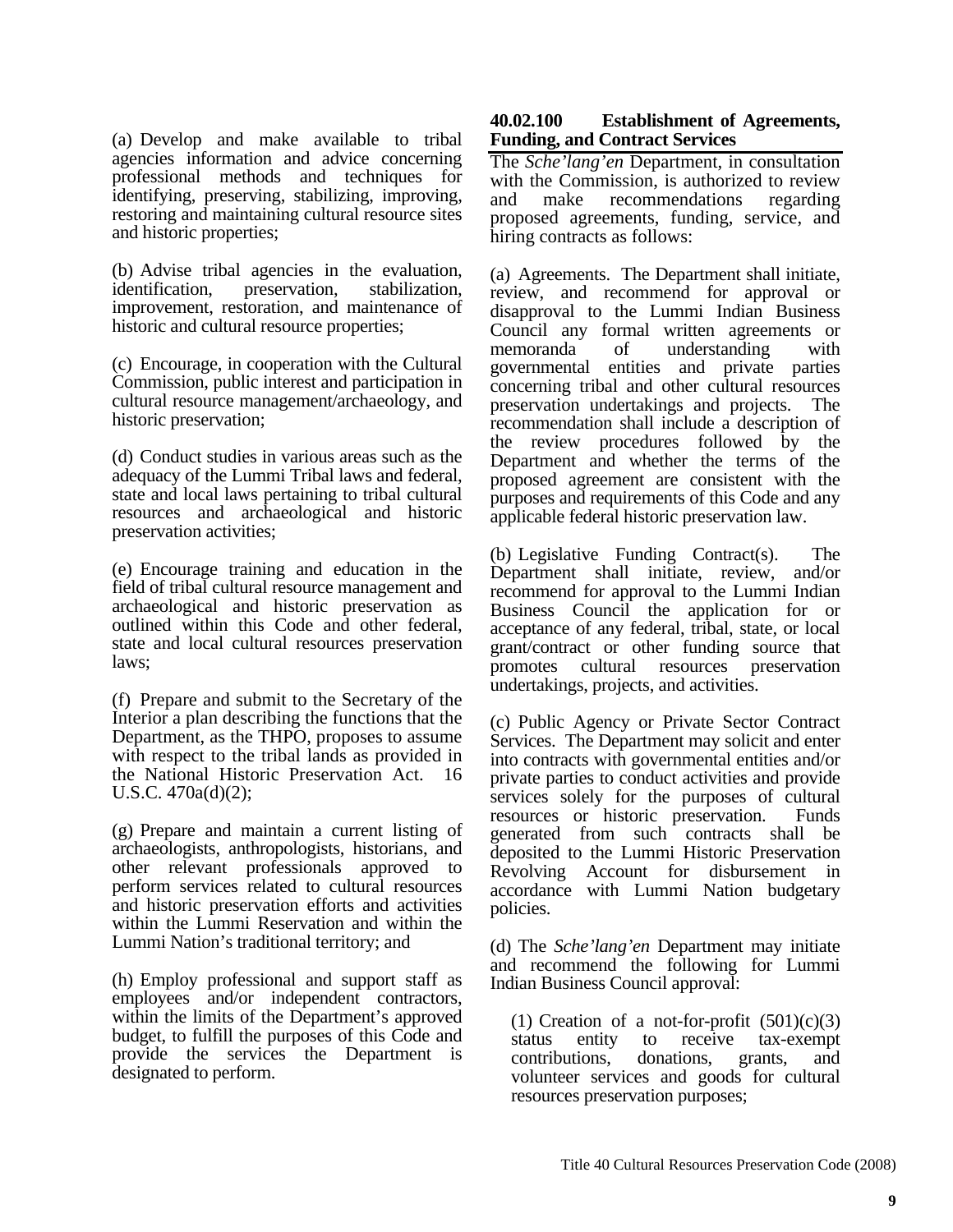(a) Develop and make available to tribal agencies information and advice concerning professional methods and techniques for identifying, preserving, stabilizing, improving, restoring and maintaining cultural resource sites and historic properties;

(b) Advise tribal agencies in the evaluation, identification, preservation, stabilization, improvement, restoration, and maintenance of historic and cultural resource properties;

(c) Encourage, in cooperation with the Cultural Commission, public interest and participation in cultural resource management/archaeology, and historic preservation;

(d) Conduct studies in various areas such as the adequacy of the Lummi Tribal laws and federal, state and local laws pertaining to tribal cultural resources and archaeological and historic preservation activities;

(e) Encourage training and education in the field of tribal cultural resource management and archaeological and historic preservation as outlined within this Code and other federal, state and local cultural resources preservation laws;

(f) Prepare and submit to the Secretary of the Interior a plan describing the functions that the Department, as the THPO, proposes to assume with respect to the tribal lands as provided in the National Historic Preservation Act. 16 U.S.C. 470a(d)(2);

(g) Prepare and maintain a current listing of archaeologists, anthropologists, historians, and other relevant professionals approved to perform services related to cultural resources and historic preservation efforts and activities within the Lummi Reservation and within the Lummi Nation's traditional territory; and

(h) Employ professional and support staff as employees and/or independent contractors, within the limits of the Department's approved budget, to fulfill the purposes of this Code and provide the services the Department is designated to perform.

### 40.02.100 Establishment of Agreements, Funding, and Contract Services

The *Sche'lang'en* Department, in consultation with the Commission, is authorized to review and make recommendations regarding proposed agreements, funding, service, and hiring contracts as follows:

(a) Agreements. The Department shall initiate, review, and recommend for approval or disapproval to the Lummi Indian Business Council any formal written agreements or memoranda of understanding with governmental entities and private parties concerning tribal and other cultural resources preservation undertakings and projects. The recommendation shall include a description of the review procedures followed by the Department and whether the terms of the proposed agreement are consistent with the purposes and requirements of this Code and any applicable federal historic preservation law.

(b) Legislative Funding Contract(s). The Department shall initiate, review, and/or recommend for approval to the Lummi Indian Business Council the application for or acceptance of any federal, tribal, state, or local grant/contract or other funding source that promotes cultural resources preservation undertakings, projects, and activities.

(c) Public Agency or Private Sector Contract Services. The Department may solicit and enter into contracts with governmental entities and/or private parties to conduct activities and provide services solely for the purposes of cultural resources or historic preservation. Funds generated from such contracts shall be deposited to the Lummi Historic Preservation Revolving Account for disbursement in accordance with Lummi Nation budgetary policies.

(d) The *Sche'lang'en* Department may initiate and recommend the following for Lummi Indian Business Council approval:

(1) Creation of a not-for-profit (501)(c)(3) status entity to receive tax-exempt contributions, donations, grants, and volunteer services and goods for cultural resources preservation purposes;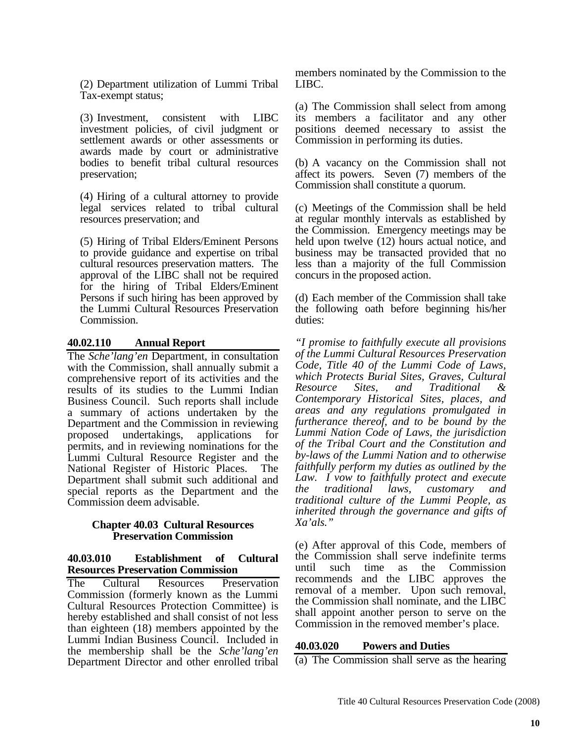(2) Department utilization of Lummi Tribal Tax-exempt status;

(3) Investment, consistent with LIBC investment policies, of civil judgment or settlement awards or other assessments or awards made by court or administrative bodies to benefit tribal cultural resources preservation;

(4) Hiring of a cultural attorney to provide legal services related to tribal cultural resources preservation; and

(5) Hiring of Tribal Elders/Eminent Persons to provide guidance and expertise on tribal cultural resources preservation matters. The approval of the LIBC shall not be required for the hiring of Tribal Elders/Eminent Persons if such hiring has been approved by the Lummi Cultural Resources Preservation Commission.

### 40.02.110 Annual Report

The *Sche'lang'en* Department, in consultation with the Commission, shall annually submit a comprehensive report of its activities and the results of its studies to the Lummi Indian Business Council. Such reports shall include a summary of actions undertaken by the Department and the Commission in reviewing proposed undertakings, applications for permits, and in reviewing nominations for the Lummi Cultural Resource Register and the National Register of Historic Places. The Department shall submit such additional and special reports as the Department and the Commission deem advisable.

## Chapter 40.03 Cultural Resources Preservation Commission

### 40.03.010 Establishment of Cultural Resources Preservation Commission

The Cultural Resources Preservation Commission (formerly known as the Lummi Cultural Resources Protection Committee) is hereby established and shall consist of not less than eighteen (18) members appointed by the Lummi Indian Business Council. Included in the membership shall be the *Sche'lang'en* Department Director and other enrolled tribal members nominated by the Commission to the LIBC.

(a) The Commission shall select from among its members a facilitator and any other positions deemed necessary to assist the Commission in performing its duties.

(b) A vacancy on the Commission shall not affect its powers. Seven (7) members of the Commission shall constitute a quorum.

(c) Meetings of the Commission shall be held at regular monthly intervals as established by the Commission. Emergency meetings may be held upon twelve (12) hours actual notice, and business may be transacted provided that no less than a majority of the full Commission concurs in the proposed action.

(d) Each member of the Commission shall take the following oath before beginning his/her duties:

*"I promise to faithfully execute all provisions of the Lummi Cultural Resources Preservation Code, Title 40 of the Lummi Code of Laws, which Protects Burial Sites, Graves, Cultural Resource Sites, and Traditional & Contemporary Historical Sites, places, and areas and any regulations promulgated in furtherance thereof, and to be bound by the Lummi Nation Code of Laws, the jurisdiction of the Tribal Court and the Constitution and by-laws of the Lummi Nation and to otherwise faithfully perform my duties as outlined by the Law. I vow to faithfully protect and execute the traditional laws, customary and traditional culture of the Lummi People, as inherited through the governance and gifts of Xa'als."*

(e) After approval of this Code, members of the Commission shall serve indefinite terms until such time as the Commission recommends and the LIBC approves the removal of a member. Upon such removal, the Commission shall nominate, and the LIBC shall appoint another person to serve on the Commission in the removed member's place.

### 40.03.020 Powers and Duties

(a) The Commission shall serve as the hearing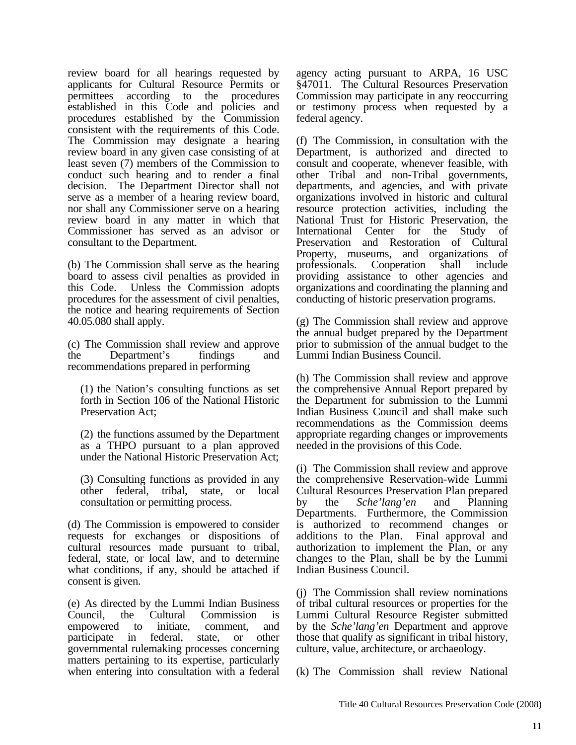review board for all hearings requested by applicants for Cultural Resource Permits or permittees according to the procedures established in this Code and policies and procedures established by the Commission consistent with the requirements of this Code. The Commission may designate a hearing review board in any given case consisting of at least seven (7) members of the Commission to conduct such hearing and to render a final decision. The Department Director shall not serve as a member of a hearing review board, nor shall any Commissioner serve on a hearing review board in any matter in which that Commissioner has served as an advisor or consultant to the Department.

(b) The Commission shall serve as the hearing board to assess civil penalties as provided in this Code. Unless the Commission adopts procedures for the assessment of civil penalties, the notice and hearing requirements of Section 40.05.080 shall apply.

(c) The Commission shall review and approve the Department's findings and recommendations prepared in performing

(1) the Nation's consulting functions as set forth in Section 106 of the National Historic Preservation Act;

(2) the functions assumed by the Department as a THPO pursuant to a plan approved under the National Historic Preservation Act;

(3) Consulting functions as provided in any other federal, tribal, state, or local consultation or permitting process.

(d) The Commission is empowered to consider requests for exchanges or dispositions of cultural resources made pursuant to tribal, federal, state, or local law, and to determine what conditions, if any, should be attached if consent is given.

(e) As directed by the Lummi Indian Business Council, the Cultural Commission is empowered to initiate, comment, and participate in federal, state, or other governmental rulemaking processes concerning matters pertaining to its expertise, particularly when entering into consultation with a federal agency acting pursuant to ARPA, 16 USC §47011. The Cultural Resources Preservation Commission may participate in any reoccurring or testimony process when requested by a federal agency.

(f) The Commission, in consultation with the Department, is authorized and directed to consult and cooperate, whenever feasible, with other Tribal and non-Tribal governments, departments, and agencies, and with private organizations involved in historic and cultural resource protection activities, including the National Trust for Historic Preservation, the International Center for the Study of Preservation and Restoration of Cultural Property, museums, and organizations of professionals. Cooperation shall include providing assistance to other agencies and organizations and coordinating the planning and conducting of historic preservation programs.

(g) The Commission shall review and approve the annual budget prepared by the Department prior to submission of the annual budget to the Lummi Indian Business Council.

(h) The Commission shall review and approve the comprehensive Annual Report prepared by the Department for submission to the Lummi Indian Business Council and shall make such recommendations as the Commission deems appropriate regarding changes or improvements needed in the provisions of this Code.

(i) The Commission shall review and approve the comprehensive Reservation-wide Lummi Cultural Resources Preservation Plan prepared by the *Sche'lang'en* and Planning Departments. Furthermore, the Commission is authorized to recommend changes or additions to the Plan. Final approval and authorization to implement the Plan, or any changes to the Plan, shall be by the Lummi Indian Business Council.

(j) The Commission shall review nominations of tribal cultural resources or properties for the Lummi Cultural Resource Register submitted by the *Sche'lang'en* Department and approve those that qualify as significant in tribal history, culture, value, architecture, or archaeology.

(k) The Commission shall review National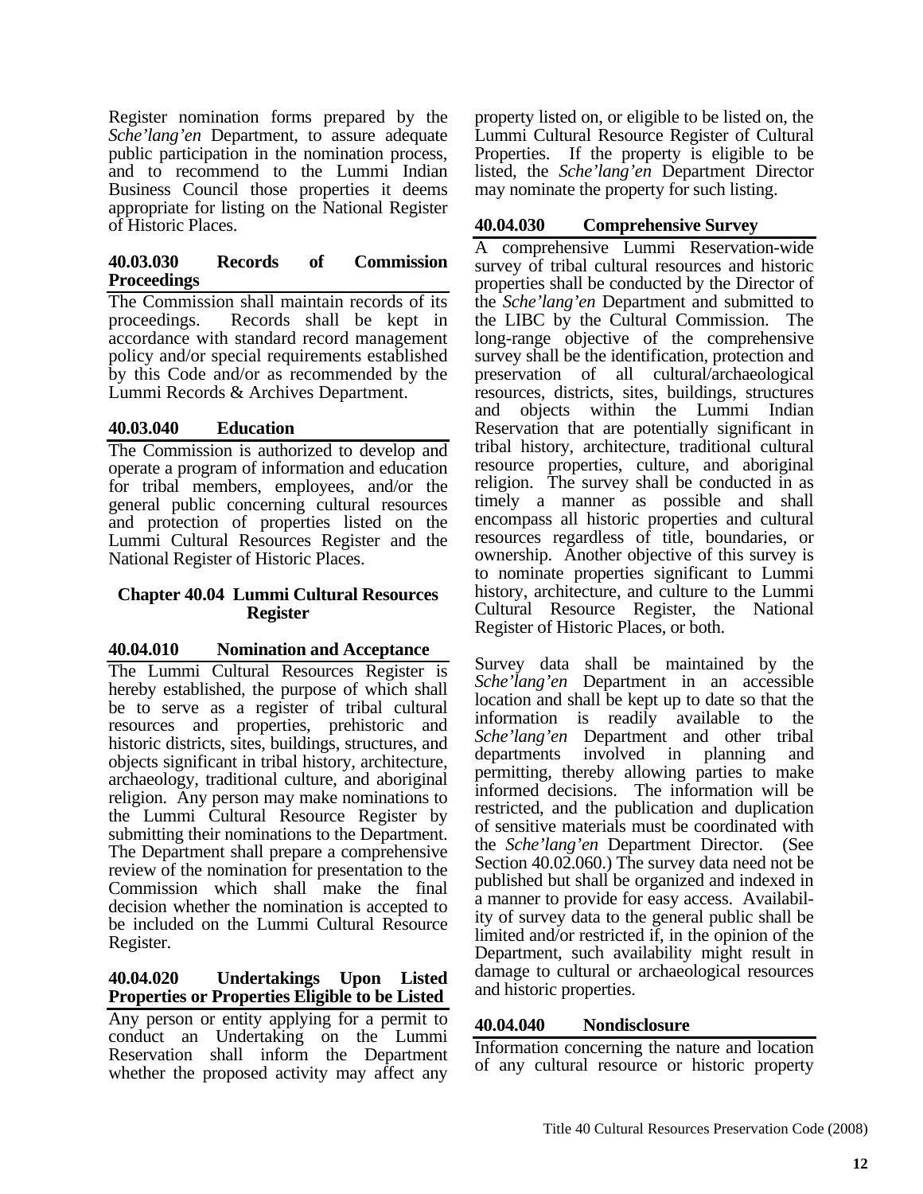Register nomination forms prepared by the *Sche'lang'en* Department, to assure adequate public participation in the nomination process, and to recommend to the Lummi Indian Business Council those properties it deems appropriate for listing on the National Register of Historic Places.

#### 40.03.030 Records of Commission Proceedings

The Commission shall maintain records of its proceedings. Records shall be kept in accordance with standard record management policy and/or special requirements established by this Code and/or as recommended by the Lummi Records & Archives Department.

#### 40.03.040 Education

The Commission is authorized to develop and operate a program of information and education for tribal members, employees, and/or the general public concerning cultural resources and protection of properties listed on the Lummi Cultural Resources Register and the National Register of Historic Places.

### Chapter 40.04 Lummi Cultural Resources Register

#### 40.04.010 Nomination and Acceptance

The Lummi Cultural Resources Register is hereby established, the purpose of which shall be to serve as a register of tribal cultural resources and properties, prehistoric and historic districts, sites, buildings, structures, and objects significant in tribal history, architecture, archaeology, traditional culture, and aboriginal religion. Any person may make nominations to the Lummi Cultural Resource Register by submitting their nominations to the Department. The Department shall prepare a comprehensive review of the nomination for presentation to the Commission which shall make the final decision whether the nomination is accepted to be included on the Lummi Cultural Resource Register.

#### 40.04.020 Undertakings Upon Listed Properties or Properties Eligible to be Listed

Any person or entity applying for a permit to conduct an Undertaking on the Lummi Reservation shall inform the Department whether the proposed activity may affect any property listed on, or eligible to be listed on, the Lummi Cultural Resource Register of Cultural Properties. If the property is eligible to be listed, the *Sche'lang'en* Department Director may nominate the property for such listing.

#### 40.04.030 Comprehensive Survey

A comprehensive Lummi Reservation-wide survey of tribal cultural resources and historic properties shall be conducted by the Director of the *Sche'lang'en* Department and submitted to the LIBC by the Cultural Commission. The long-range objective of the comprehensive survey shall be the identification, protection and preservation of all cultural/archaeological resources, districts, sites, buildings, structures and objects within the Lummi Indian Reservation that are potentially significant in tribal history, architecture, traditional cultural resource properties, culture, and aboriginal religion. The survey shall be conducted in as timely a manner as possible and shall encompass all historic properties and cultural resources regardless of title, boundaries, or ownership. Another objective of this survey is to nominate properties significant to Lummi history, architecture, and culture to the Lummi Cultural Resource Register, the National Register of Historic Places, or both.

Survey data shall be maintained by the *Sche'lang'en* Department in an accessible location and shall be kept up to date so that the information is readily available to the *Sche'lang'en* Department and other tribal departments involved in planning and permitting, thereby allowing parties to make informed decisions. The information will be restricted, and the publication and duplication of sensitive materials must be coordinated with the *Sche'lang'en* Department Director. (See Section 40.02.060.) The survey data need not be published but shall be organized and indexed in a manner to provide for easy access. Availability of survey data to the general public shall be limited and/or restricted if, in the opinion of the Department, such availability might result in damage to cultural or archaeological resources and historic properties.

#### 40.04.040 Nondisclosure

Information concerning the nature and location of any cultural resource or historic property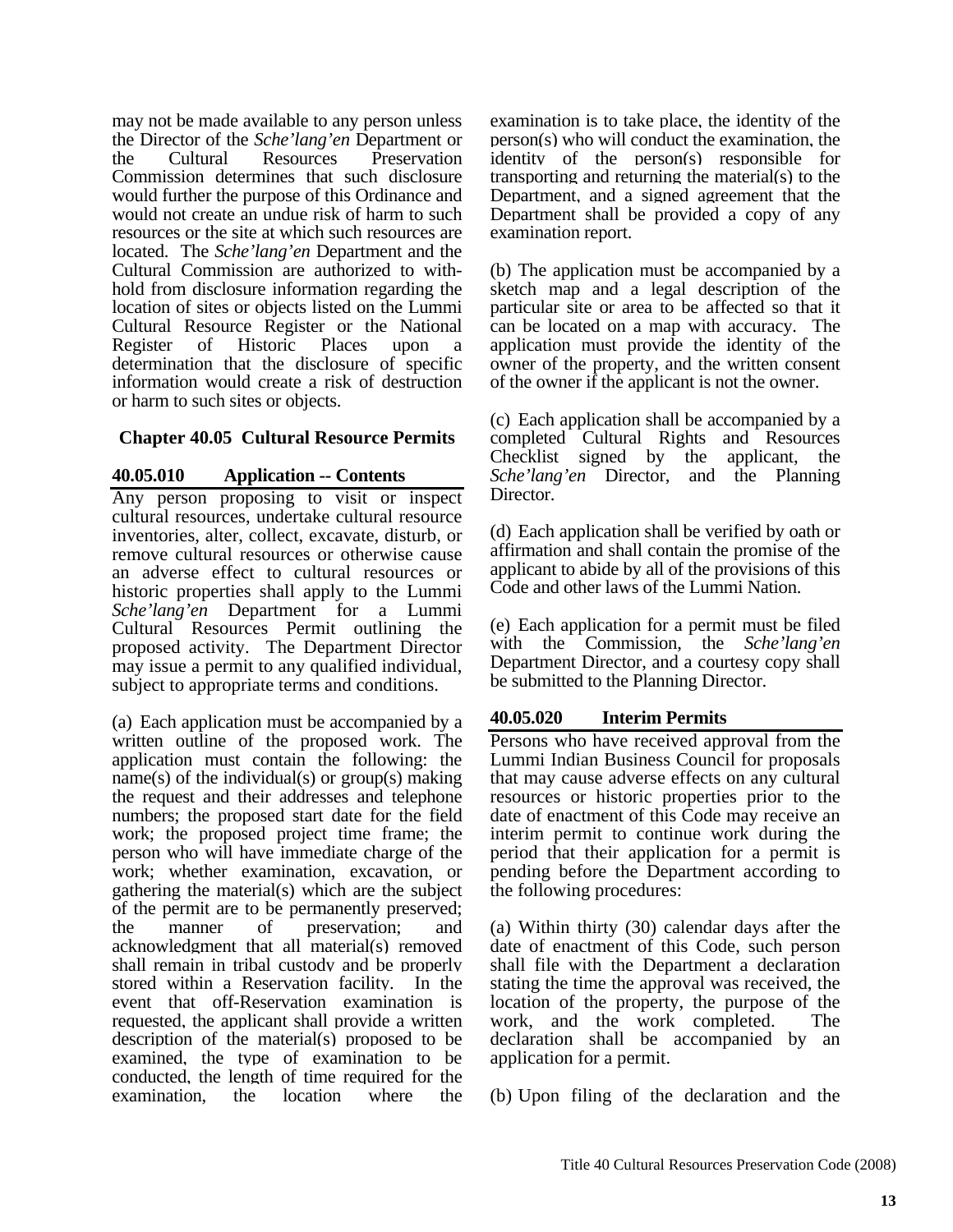may not be made available to any person unless the Director of the *Sche'lang'en* Department or the Cultural Resources Preservation Commission determines that such disclosure would further the purpose of this Ordinance and would not create an undue risk of harm to such resources or the site at which such resources are located. The *Sche'lang'en* Department and the Cultural Commission are authorized to withhold from disclosure information regarding the location of sites or objects listed on the Lummi Cultural Resource Register or the National Register of Historic Places upon a determination that the disclosure of specific information would create a risk of destruction or harm to such sites or objects.

## Chapter 40.05 Cultural Resource Permits

### 40.05.010 Application -- Contents

Any person proposing to visit or inspect cultural resources, undertake cultural resource inventories, alter, collect, excavate, disturb, or remove cultural resources or otherwise cause an adverse effect to cultural resources or historic properties shall apply to the Lummi *Sche'lang'en* Department for a Lummi Cultural Resources Permit outlining the proposed activity. The Department Director may issue a permit to any qualified individual, subject to appropriate terms and conditions.

(a) Each application must be accompanied by a written outline of the proposed work. The application must contain the following: the name(s) of the individual(s) or group(s) making the request and their addresses and telephone numbers; the proposed start date for the field work; the proposed project time frame; the person who will have immediate charge of the work; whether examination, excavation, or gathering the material(s) which are the subject of the permit are to be permanently preserved; the manner of preservation; and acknowledgment that all material(s) removed shall remain in tribal custody and be properly stored within a Reservation facility. In the event that off-Reservation examination is requested, the applicant shall provide a written description of the material(s) proposed to be examined, the type of examination to be conducted, the length of time required for the examination, the location where the examination is to take place, the identity of the person(s) who will conduct the examination, the identity of the person(s) responsible for transporting and returning the material(s) to the Department, and a signed agreement that the Department shall be provided a copy of any examination report.

(b) The application must be accompanied by a sketch map and a legal description of the particular site or area to be affected so that it can be located on a map with accuracy. The application must provide the identity of the owner of the property, and the written consent of the owner if the applicant is not the owner.

(c) Each application shall be accompanied by a completed Cultural Rights and Resources Checklist signed by the applicant, the *Sche'lang'en* Director, and the Planning Director.

(d) Each application shall be verified by oath or affirmation and shall contain the promise of the applicant to abide by all of the provisions of this Code and other laws of the Lummi Nation.

(e) Each application for a permit must be filed with the Commission, the *Sche'lang'en* Department Director, and a courtesy copy shall be submitted to the Planning Director.

### 40.05.020 Interim Permits

Persons who have received approval from the Lummi Indian Business Council for proposals that may cause adverse effects on any cultural resources or historic properties prior to the date of enactment of this Code may receive an interim permit to continue work during the period that their application for a permit is pending before the Department according to the following procedures:

(a) Within thirty (30) calendar days after the date of enactment of this Code, such person shall file with the Department a declaration stating the time the approval was received, the location of the property, the purpose of the work, and the work completed. The declaration shall be accompanied by an application for a permit.

(b) Upon filing of the declaration and the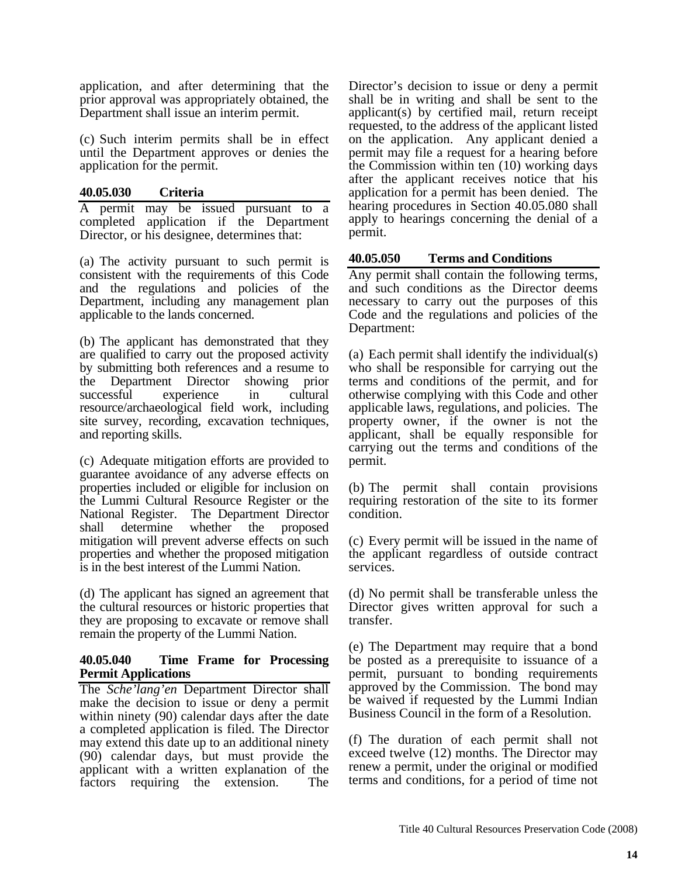application, and after determining that the prior approval was appropriately obtained, the Department shall issue an interim permit.

(c) Such interim permits shall be in effect until the Department approves or denies the application for the permit.

### 40.05.030 Criteria

A permit may be issued pursuant to a completed application if the Department Director, or his designee, determines that:

(a) The activity pursuant to such permit is consistent with the requirements of this Code and the regulations and policies of the Department, including any management plan applicable to the lands concerned.

(b) The applicant has demonstrated that they are qualified to carry out the proposed activity by submitting both references and a resume to the Department Director showing prior successful experience in cultural resource/archaeological field work, including site survey, recording, excavation techniques, and reporting skills.

(c) Adequate mitigation efforts are provided to guarantee avoidance of any adverse effects on properties included or eligible for inclusion on the Lummi Cultural Resource Register or the National Register. The Department Director shall determine whether the proposed mitigation will prevent adverse effects on such properties and whether the proposed mitigation is in the best interest of the Lummi Nation.

(d) The applicant has signed an agreement that the cultural resources or historic properties that they are proposing to excavate or remove shall remain the property of the Lummi Nation.

### 40.05.040 Time Frame for Processing Permit Applications

The *Sche'lang'en* Department Director shall make the decision to issue or deny a permit within ninety (90) calendar days after the date a completed application is filed. The Director may extend this date up to an additional ninety (90) calendar days, but must provide the applicant with a written explanation of the factors requiring the extension. The Director's decision to issue or deny a permit shall be in writing and shall be sent to the applicant(s) by certified mail, return receipt requested, to the address of the applicant listed on the application. Any applicant denied a permit may file a request for a hearing before the Commission within ten (10) working days after the applicant receives notice that his application for a permit has been denied. The hearing procedures in Section 40.05.080 shall apply to hearings concerning the denial of a permit.

### 40.05.050 Terms and Conditions

Any permit shall contain the following terms, and such conditions as the Director deems necessary to carry out the purposes of this Code and the regulations and policies of the Department:

(a) Each permit shall identify the individual(s) who shall be responsible for carrying out the terms and conditions of the permit, and for otherwise complying with this Code and other applicable laws, regulations, and policies. The property owner, if the owner is not the applicant, shall be equally responsible for carrying out the terms and conditions of the permit.

(b) The permit shall contain provisions requiring restoration of the site to its former condition.

(c) Every permit will be issued in the name of the applicant regardless of outside contract services.

(d) No permit shall be transferable unless the Director gives written approval for such a transfer.

(e) The Department may require that a bond be posted as a prerequisite to issuance of a permit, pursuant to bonding requirements approved by the Commission. The bond may be waived if requested by the Lummi Indian Business Council in the form of a Resolution.

(f) The duration of each permit shall not exceed twelve (12) months. The Director may renew a permit, under the original or modified terms and conditions, for a period of time not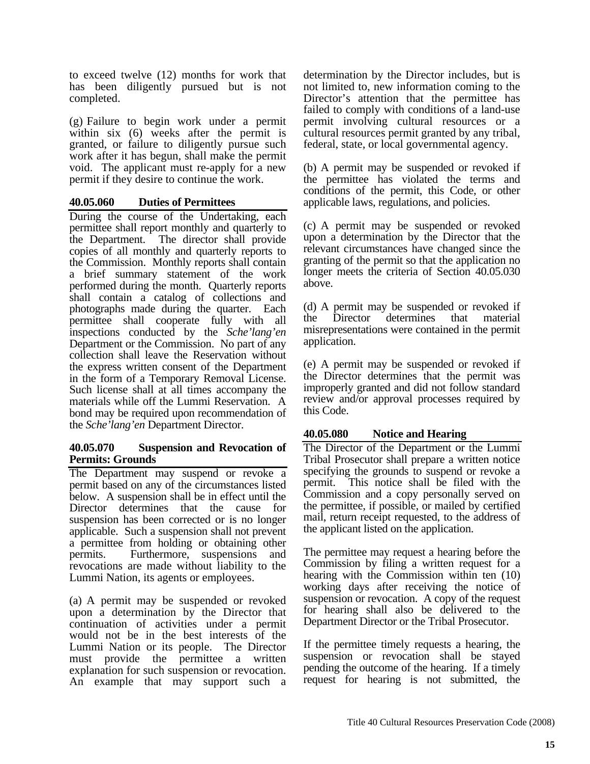to exceed twelve (12) months for work that has been diligently pursued but is not completed.

(g) Failure to begin work under a permit within six (6) weeks after the permit is granted, or failure to diligently pursue such work after it has begun, shall make the permit void. The applicant must re-apply for a new permit if they desire to continue the work.

### 40.05.060 Duties of Permittees

During the course of the Undertaking, each permittee shall report monthly and quarterly to the Department. The director shall provide copies of all monthly and quarterly reports to the Commission. Monthly reports shall contain a brief summary statement of the work performed during the month. Quarterly reports shall contain a catalog of collections and photographs made during the quarter. Each permittee shall cooperate fully with all inspections conducted by the *Sche'lang'en* Department or the Commission. No part of any collection shall leave the Reservation without the express written consent of the Department in the form of a Temporary Removal License. Such license shall at all times accompany the materials while off the Lummi Reservation. A bond may be required upon recommendation of the *Sche'lang'en* Department Director.

### 40.05.070 Suspension and Revocation of Permits: Grounds

The Department may suspend or revoke a permit based on any of the circumstances listed below. A suspension shall be in effect until the Director determines that the cause for suspension has been corrected or is no longer applicable. Such a suspension shall not prevent a permittee from holding or obtaining other permits. Furthermore, suspensions and revocations are made without liability to the Lummi Nation, its agents or employees.

(a) A permit may be suspended or revoked upon a determination by the Director that continuation of activities under a permit would not be in the best interests of the Lummi Nation or its people. The Director must provide the permittee a written explanation for such suspension or revocation. An example that may support such a determination by the Director includes, but is not limited to, new information coming to the Director's attention that the permittee has failed to comply with conditions of a land-use permit involving cultural resources or a cultural resources permit granted by any tribal, federal, state, or local governmental agency.

(b) A permit may be suspended or revoked if the permittee has violated the terms and conditions of the permit, this Code, or other applicable laws, regulations, and policies.

(c) A permit may be suspended or revoked upon a determination by the Director that the relevant circumstances have changed since the granting of the permit so that the application no longer meets the criteria of Section 40.05.030 above.

(d) A permit may be suspended or revoked if the Director determines that material misrepresentations were contained in the permit application.

(e) A permit may be suspended or revoked if the Director determines that the permit was improperly granted and did not follow standard review and/or approval processes required by this Code.

### 40.05.080 Notice and Hearing

The Director of the Department or the Lummi Tribal Prosecutor shall prepare a written notice specifying the grounds to suspend or revoke a permit. This notice shall be filed with the Commission and a copy personally served on the permittee, if possible, or mailed by certified mail, return receipt requested, to the address of the applicant listed on the application.

The permittee may request a hearing before the Commission by filing a written request for a hearing with the Commission within ten (10) working days after receiving the notice of suspension or revocation. A copy of the request for hearing shall also be delivered to the Department Director or the Tribal Prosecutor.

If the permittee timely requests a hearing, the suspension or revocation shall be stayed pending the outcome of the hearing. If a timely request for hearing is not submitted, the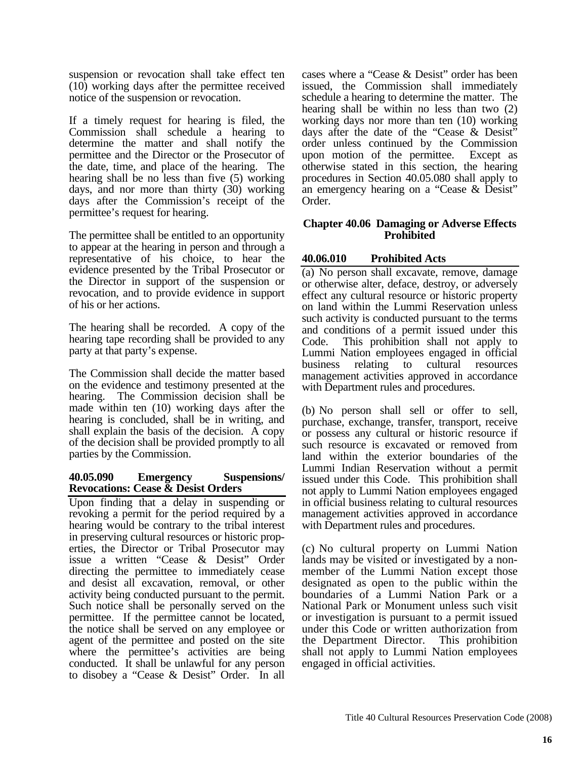suspension or revocation shall take effect ten (10) working days after the permittee received notice of the suspension or revocation.

If a timely request for hearing is filed, the Commission shall schedule a hearing to determine the matter and shall notify the permittee and the Director or the Prosecutor of the date, time, and place of the hearing. The hearing shall be no less than five (5) working days, and nor more than thirty (30) working days after the Commission's receipt of the permittee's request for hearing.

The permittee shall be entitled to an opportunity to appear at the hearing in person and through a representative of his choice, to hear the evidence presented by the Tribal Prosecutor or the Director in support of the suspension or revocation, and to provide evidence in support of his or her actions.

The hearing shall be recorded. A copy of the hearing tape recording shall be provided to any party at that party's expense.

The Commission shall decide the matter based on the evidence and testimony presented at the hearing. The Commission decision shall be made within ten (10) working days after the hearing is concluded, shall be in writing, and shall explain the basis of the decision. A copy of the decision shall be provided promptly to all parties by the Commission.

#### 40.05.090 Emergency Suspensions/ Revocations: Cease & Desist Orders

Upon finding that a delay in suspending or revoking a permit for the period required by a hearing would be contrary to the tribal interest in preserving cultural resources or historic properties, the Director or Tribal Prosecutor may issue a written "Cease & Desist" Order directing the permittee to immediately cease and desist all excavation, removal, or other activity being conducted pursuant to the permit. Such notice shall be personally served on the permittee. If the permittee cannot be located, the notice shall be served on any employee or agent of the permittee and posted on the site where the permittee's activities are being conducted. It shall be unlawful for any person to disobey a "Cease & Desist" Order. In all cases where a "Cease & Desist" order has been issued, the Commission shall immediately schedule a hearing to determine the matter. The hearing shall be within no less than two (2) working days nor more than ten (10) working days after the date of the "Cease & Desist" order unless continued by the Commission upon motion of the permittee. Except as otherwise stated in this section, the hearing procedures in Section 40.05.080 shall apply to an emergency hearing on a "Cease & Desist" Order.

### Chapter 40.06 Damaging or Adverse Effects Prohibited

#### 40.06.010 Prohibited Acts

(a) No person shall excavate, remove, damage or otherwise alter, deface, destroy, or adversely effect any cultural resource or historic property on land within the Lummi Reservation unless such activity is conducted pursuant to the terms and conditions of a permit issued under this Code. This prohibition shall not apply to Lummi Nation employees engaged in official business relating to cultural resources management activities approved in accordance with Department rules and procedures.

(b) No person shall sell or offer to sell, purchase, exchange, transfer, transport, receive or possess any cultural or historic resource if such resource is excavated or removed from land within the exterior boundaries of the Lummi Indian Reservation without a permit issued under this Code. This prohibition shall not apply to Lummi Nation employees engaged in official business relating to cultural resources management activities approved in accordance with Department rules and procedures.

(c) No cultural property on Lummi Nation lands may be visited or investigated by a non-member of the Lummi Nation except those designated as open to the public within the boundaries of a Lummi Nation Park or a National Park or Monument unless such visit or investigation is pursuant to a permit issued under this Code or written authorization from the Department Director. This prohibition shall not apply to Lummi Nation employees engaged in official activities.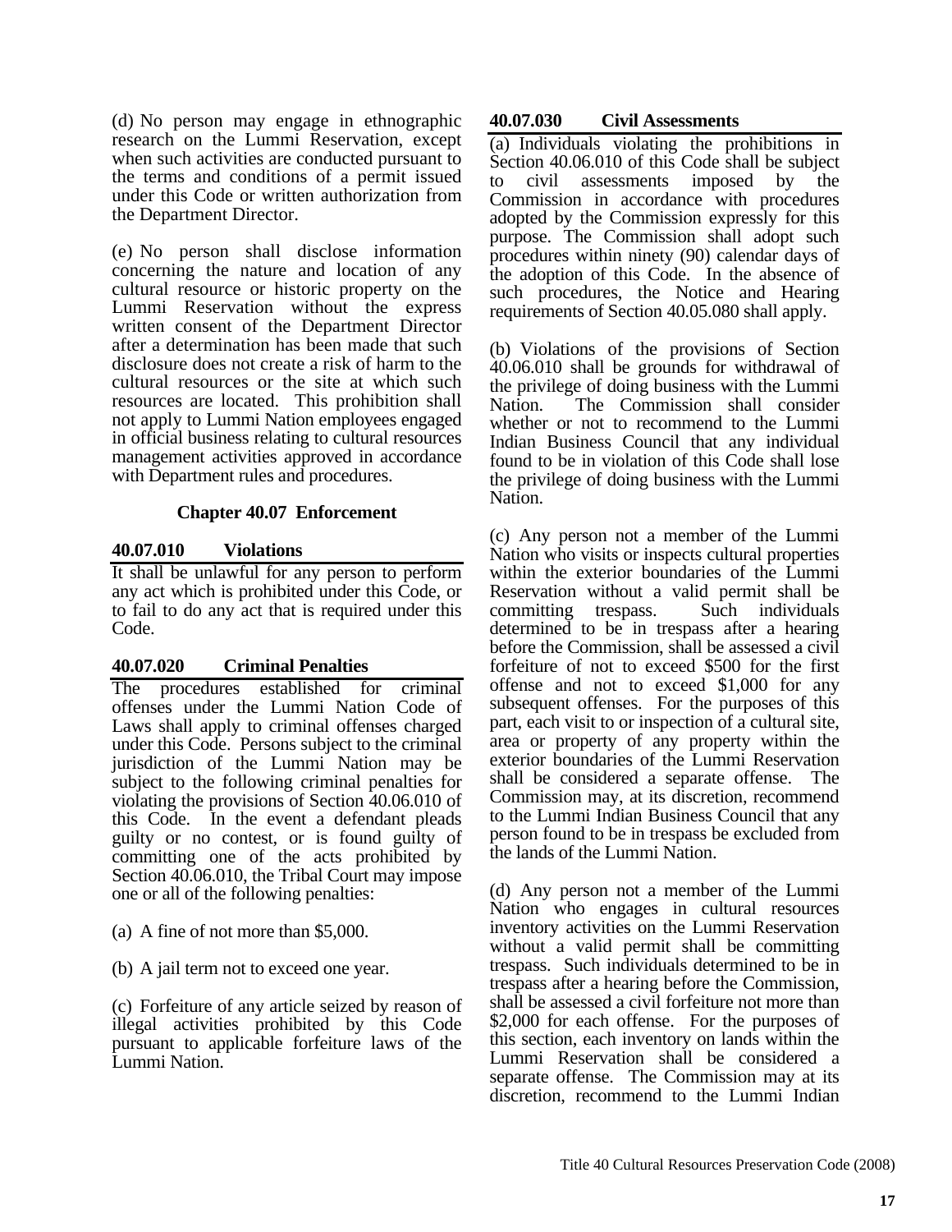(d) No person may engage in ethnographic research on the Lummi Reservation, except when such activities are conducted pursuant to the terms and conditions of a permit issued under this Code or written authorization from the Department Director.

(e) No person shall disclose information concerning the nature and location of any cultural resource or historic property on the Lummi Reservation without the express written consent of the Department Director after a determination has been made that such disclosure does not create a risk of harm to the cultural resources or the site at which such resources are located. This prohibition shall not apply to Lummi Nation employees engaged in official business relating to cultural resources management activities approved in accordance with Department rules and procedures.

## Chapter 40.07 Enforcement

### 40.07.010 Violations

It shall be unlawful for any person to perform any act which is prohibited under this Code, or to fail to do any act that is required under this Code.

### 40.07.020 Criminal Penalties

The procedures established for criminal offenses under the Lummi Nation Code of Laws shall apply to criminal offenses charged under this Code. Persons subject to the criminal jurisdiction of the Lummi Nation may be subject to the following criminal penalties for violating the provisions of Section 40.06.010 of this Code. In the event a defendant pleads guilty or no contest, or is found guilty of committing one of the acts prohibited by Section 40.06.010, the Tribal Court may impose one or all of the following penalties:

(a) A fine of not more than $5,000.

(b) A jail term not to exceed one year.

(c) Forfeiture of any article seized by reason of illegal activities prohibited by this Code pursuant to applicable forfeiture laws of the Lummi Nation.

### 40.07.030 Civil Assessments

(a) Individuals violating the prohibitions in Section 40.06.010 of this Code shall be subject to civil assessments imposed by the Commission in accordance with procedures adopted by the Commission expressly for this purpose. The Commission shall adopt such procedures within ninety (90) calendar days of the adoption of this Code. In the absence of such procedures, the Notice and Hearing requirements of Section 40.05.080 shall apply.

(b) Violations of the provisions of Section 40.06.010 shall be grounds for withdrawal of the privilege of doing business with the Lummi Nation. The Commission shall consider whether or not to recommend to the Lummi Indian Business Council that any individual found to be in violation of this Code shall lose the privilege of doing business with the Lummi Nation.

(c) Any person not a member of the Lummi Nation who visits or inspects cultural properties within the exterior boundaries of the Lummi Reservation without a valid permit shall be committing trespass. Such individuals determined to be in trespass after a hearing before the Commission, shall be assessed a civil forfeiture of not to exceed $500 for the first offense and not to exceed $1,000 for any subsequent offenses. For the purposes of this part, each visit to or inspection of a cultural site, area or property of any property within the exterior boundaries of the Lummi Reservation shall be considered a separate offense. The Commission may, at its discretion, recommend to the Lummi Indian Business Council that any person found to be in trespass be excluded from the lands of the Lummi Nation.

(d) Any person not a member of the Lummi Nation who engages in cultural resources inventory activities on the Lummi Reservation without a valid permit shall be committing trespass. Such individuals determined to be in trespass after a hearing before the Commission, shall be assessed a civil forfeiture not more than $2,000 for each offense. For the purposes of this section, each inventory on lands within the Lummi Reservation shall be considered a separate offense. The Commission may at its discretion, recommend to the Lummi Indian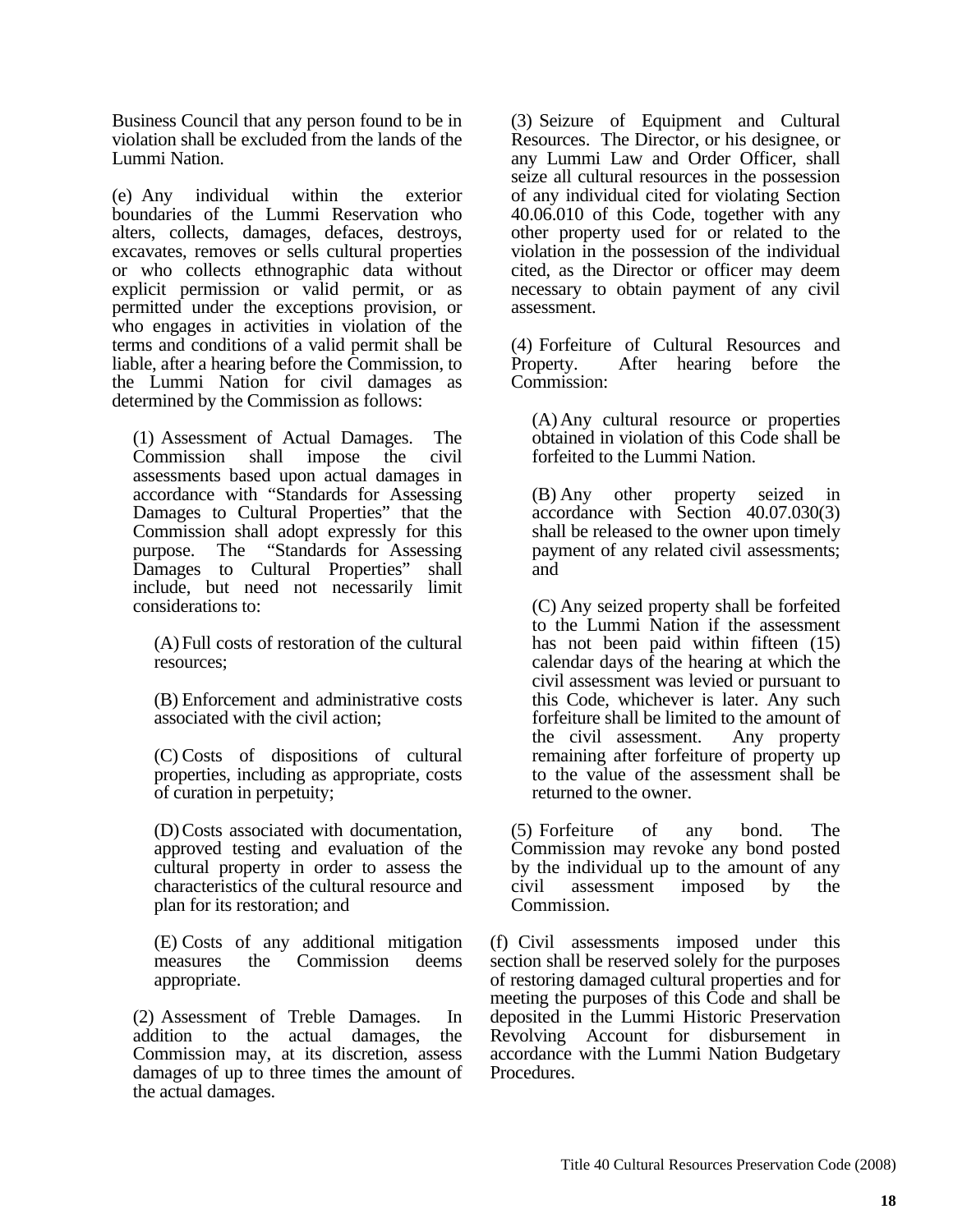Business Council that any person found to be in violation shall be excluded from the lands of the Lummi Nation.

(e) Any individual within the exterior boundaries of the Lummi Reservation who alters, collects, damages, defaces, destroys, excavates, removes or sells cultural properties or who collects ethnographic data without explicit permission or valid permit, or as permitted under the exceptions provision, or who engages in activities in violation of the terms and conditions of a valid permit shall be liable, after a hearing before the Commission, to the Lummi Nation for civil damages as determined by the Commission as follows:

(1) Assessment of Actual Damages. The Commission shall impose the civil assessments based upon actual damages in accordance with "Standards for Assessing Damages to Cultural Properties" that the Commission shall adopt expressly for this purpose. The "Standards for Assessing Damages to Cultural Properties" shall include, but need not necessarily limit considerations to:

(A) Full costs of restoration of the cultural resources;

(B) Enforcement and administrative costs associated with the civil action;

(C) Costs of dispositions of cultural properties, including as appropriate, costs of curation in perpetuity;

(D) Costs associated with documentation, approved testing and evaluation of the cultural property in order to assess the characteristics of the cultural resource and plan for its restoration; and

(E) Costs of any additional mitigation measures the Commission deems appropriate.

(2) Assessment of Treble Damages. In addition to the actual damages, the Commission may, at its discretion, assess damages of up to three times the amount of the actual damages.

(3) Seizure of Equipment and Cultural Resources. The Director, or his designee, or any Lummi Law and Order Officer, shall seize all cultural resources in the possession of any individual cited for violating Section 40.06.010 of this Code, together with any other property used for or related to the violation in the possession of the individual cited, as the Director or officer may deem necessary to obtain payment of any civil assessment.

(4) Forfeiture of Cultural Resources and Property. After hearing before the Commission:

(A) Any cultural resource or properties obtained in violation of this Code shall be forfeited to the Lummi Nation.

(B) Any other property seized in accordance with Section 40.07.030(3) shall be released to the owner upon timely payment of any related civil assessments; and

(C) Any seized property shall be forfeited to the Lummi Nation if the assessment has not been paid within fifteen (15) calendar days of the hearing at which the civil assessment was levied or pursuant to this Code, whichever is later. Any such forfeiture shall be limited to the amount of the civil assessment. Any property remaining after forfeiture of property up to the value of the assessment shall be returned to the owner.

(5) Forfeiture of any bond. The Commission may revoke any bond posted by the individual up to the amount of any civil assessment imposed by the Commission.

(f) Civil assessments imposed under this section shall be reserved solely for the purposes of restoring damaged cultural properties and for meeting the purposes of this Code and shall be deposited in the Lummi Historic Preservation Revolving Account for disbursement in accordance with the Lummi Nation Budgetary Procedures.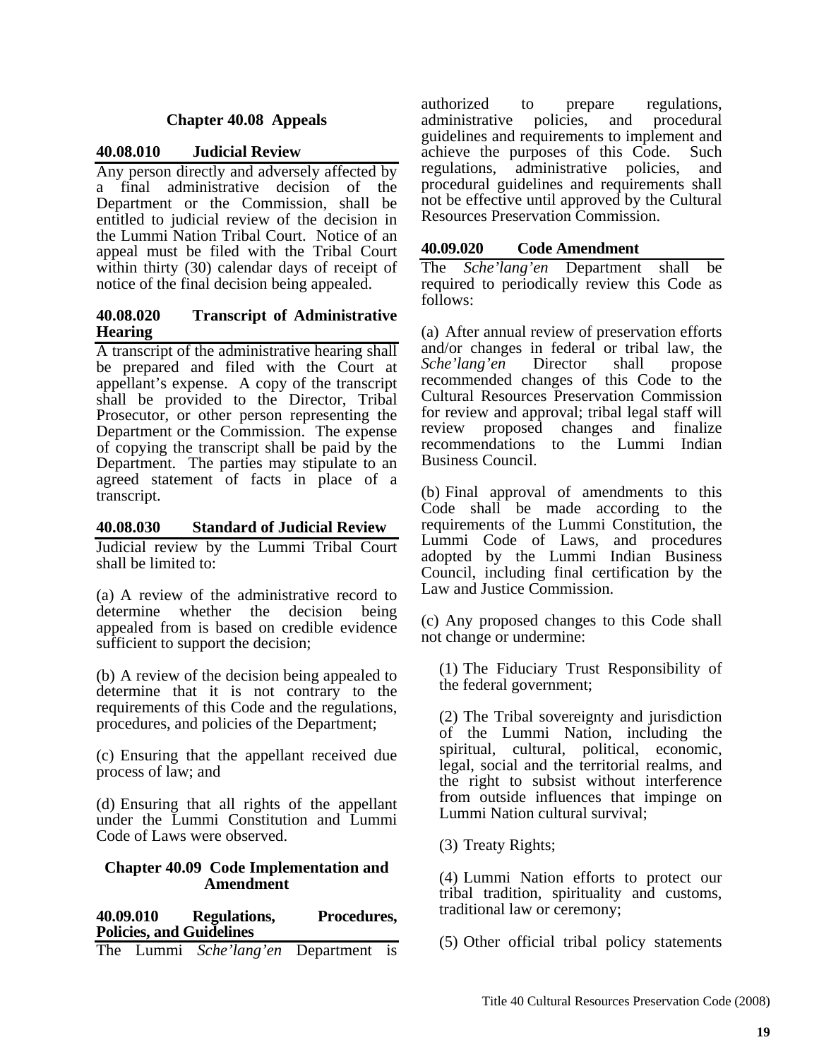## Chapter 40.08 Appeals

### 40.08.010 Judicial Review

Any person directly and adversely affected by a final administrative decision of the Department or the Commission, shall be entitled to judicial review of the decision in the Lummi Nation Tribal Court. Notice of an appeal must be filed with the Tribal Court within thirty (30) calendar days of receipt of notice of the final decision being appealed.

### 40.08.020 Transcript of Administrative Hearing

A transcript of the administrative hearing shall be prepared and filed with the Court at appellant's expense. A copy of the transcript shall be provided to the Director, Tribal Prosecutor, or other person representing the Department or the Commission. The expense of copying the transcript shall be paid by the Department. The parties may stipulate to an agreed statement of facts in place of a transcript.

### 40.08.030 Standard of Judicial Review

Judicial review by the Lummi Tribal Court shall be limited to:

(a) A review of the administrative record to determine whether the decision being appealed from is based on credible evidence sufficient to support the decision;

(b) A review of the decision being appealed to determine that it is not contrary to the requirements of this Code and the regulations, procedures, and policies of the Department;

(c) Ensuring that the appellant received due process of law; and

(d) Ensuring that all rights of the appellant under the Lummi Constitution and Lummi Code of Laws were observed.

## Chapter 40.09 Code Implementation and Amendment

### 40.09.010 Regulations, Procedures, Policies, and Guidelines

The Lummi *Sche'lang'en* Department is authorized to prepare regulations, administrative policies, and procedural guidelines and requirements to implement and achieve the purposes of this Code. Such regulations, administrative policies, and procedural guidelines and requirements shall not be effective until approved by the Cultural Resources Preservation Commission.

### 40.09.020 Code Amendment

The *Sche'lang'en* Department shall be required to periodically review this Code as follows:

(a) After annual review of preservation efforts and/or changes in federal or tribal law, the *Sche'lang'en* Director shall propose recommended changes of this Code to the Cultural Resources Preservation Commission for review and approval; tribal legal staff will review proposed changes and finalize recommendations to the Lummi Indian Business Council.

(b) Final approval of amendments to this Code shall be made according to the requirements of the Lummi Constitution, the Lummi Code of Laws, and procedures adopted by the Lummi Indian Business Council, including final certification by the Law and Justice Commission.

(c) Any proposed changes to this Code shall not change or undermine:

(1) The Fiduciary Trust Responsibility of the federal government;

(2) The Tribal sovereignty and jurisdiction of the Lummi Nation, including the spiritual, cultural, political, economic, legal, social and the territorial realms, and the right to subsist without interference from outside influences that impinge on Lummi Nation cultural survival;

(3) Treaty Rights;

(4) Lummi Nation efforts to protect our tribal tradition, spirituality and customs, traditional law or ceremony;

(5) Other official tribal policy statements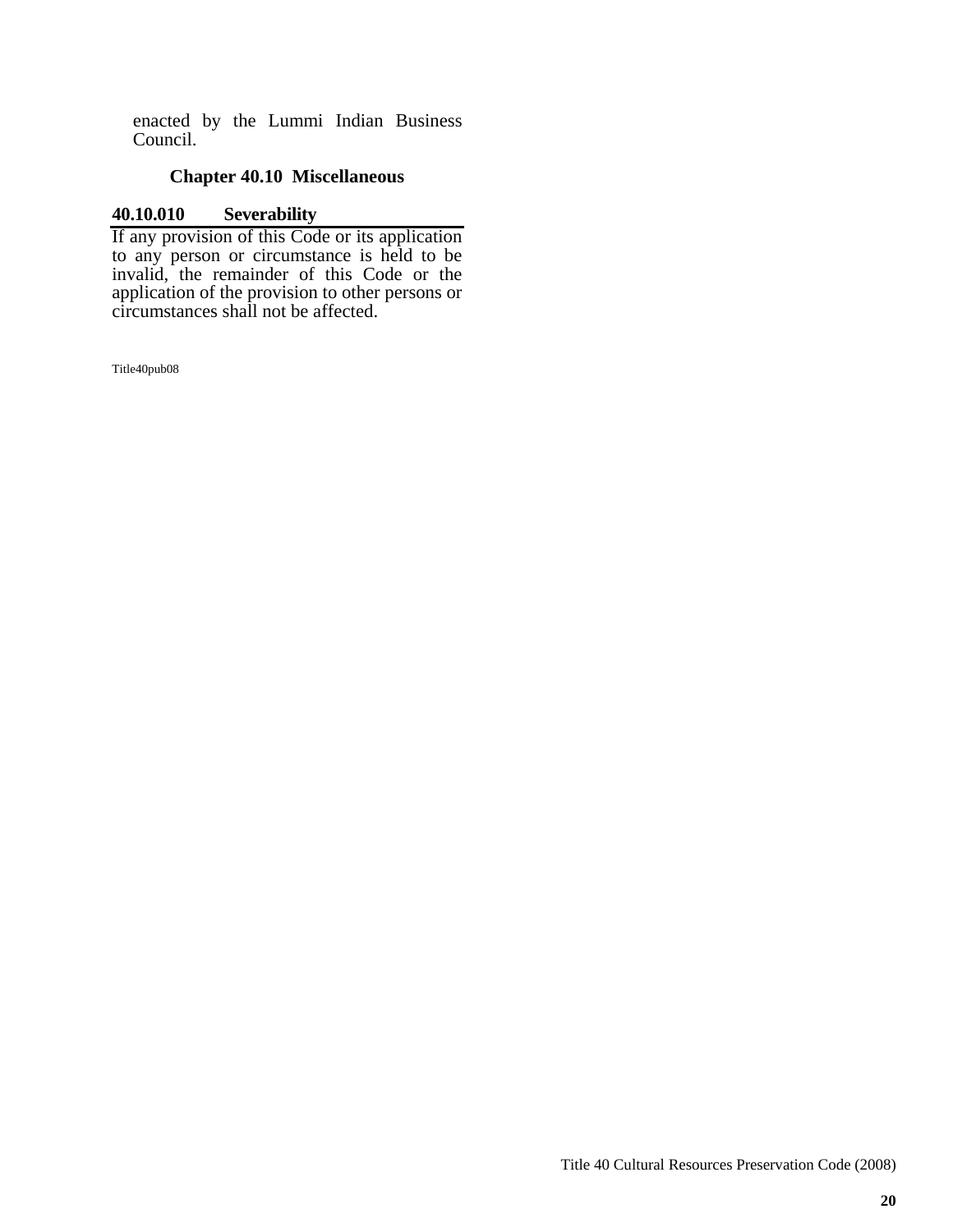enacted by the Lummi Indian Business Council.

### Chapter 40.10 Miscellaneous

**40.10.010 Severability**

If any provision of this Code or its application to any person or circumstance is held to be invalid, the remainder of this Code or the application of the provision to other persons or circumstances shall not be affected.

Title40pub08